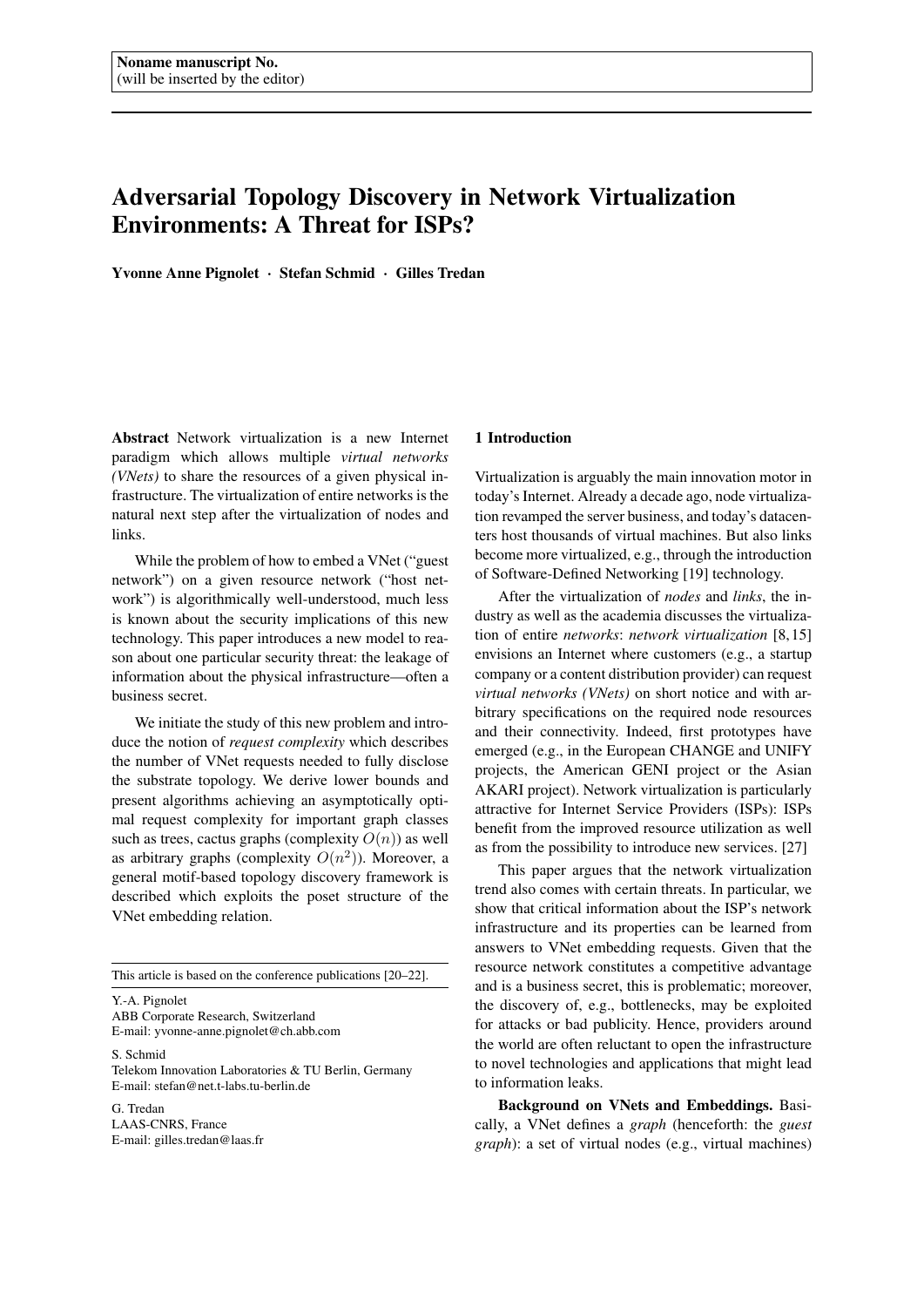Noname manuscript No.
(will be inserted by the editor)

# Adversarial Topology Discovery in Network Virtualization Environments: A Threat for ISPs?

**Yvonne Anne Pignolet · Stefan Schmid · Gilles Tredan**

**Abstract** Network virtualization is a new Internet paradigm which allows multiple *virtual networks (VNets)* to share the resources of a given physical infrastructure. The virtualization of entire networks is the natural next step after the virtualization of nodes and links.

While the problem of how to embed a VNet ("guest network") on a given resource network ("host network") is algorithmically well-understood, much less is known about the security implications of this new technology. This paper introduces a new model to reason about one particular security threat: the leakage of information about the physical infrastructure—often a business secret.

We initiate the study of this new problem and introduce the notion of *request complexity* which describes the number of VNet requests needed to fully disclose the substrate topology. We derive lower bounds and present algorithms achieving an asymptotically optimal request complexity for important graph classes such as trees, cactus graphs (complexity $O(n)$) as well as arbitrary graphs (complexity $O(n^2)$). Moreover, a general motif-based topology discovery framework is described which exploits the poset structure of the VNet embedding relation.

This article is based on the conference publications [20–22].

Y.-A. Pignolet
ABB Corporate Research, Switzerland
E-mail: yvonne-anne.pignolet@ch.abb.com

S. Schmid
Telekom Innovation Laboratories & TU Berlin, Germany
E-mail: stefan@net.t-labs.tu-berlin.de

G. Tredan
LAAS-CNRS, France
E-mail: gilles.tredan@laas.fr

## 1 Introduction

Virtualization is arguably the main innovation motor in today's Internet. Already a decade ago, node virtualization revamped the server business, and today's datacenters host thousands of virtual machines. But also links become more virtualized, e.g., through the introduction of Software-Defined Networking [19] technology.

After the virtualization of *nodes* and *links*, the industry as well as the academia discusses the virtualization of entire *networks*: *network virtualization* [8,15] envisions an Internet where customers (e.g., a startup company or a content distribution provider) can request *virtual networks (VNets)* on short notice and with arbitrary specifications on the required node resources and their connectivity. Indeed, first prototypes have emerged (e.g., in the European CHANGE and UNIFY projects, the American GENI project or the Asian AKARI project). Network virtualization is particularly attractive for Internet Service Providers (ISPs): ISPs benefit from the improved resource utilization as well as from the possibility to introduce new services. [27]

This paper argues that the network virtualization trend also comes with certain threats. In particular, we show that critical information about the ISP's network infrastructure and its properties can be learned from answers to VNet embedding requests. Given that the resource network constitutes a competitive advantage and is a business secret, this is problematic; moreover, the discovery of, e.g., bottlenecks, may be exploited for attacks or bad publicity. Hence, providers around the world are often reluctant to open the infrastructure to novel technologies and applications that might lead to information leaks.

**Background on VNets and Embeddings.** Basically, a VNet defines a *graph* (henceforth: the *guest graph*): a set of virtual nodes (e.g., virtual machines)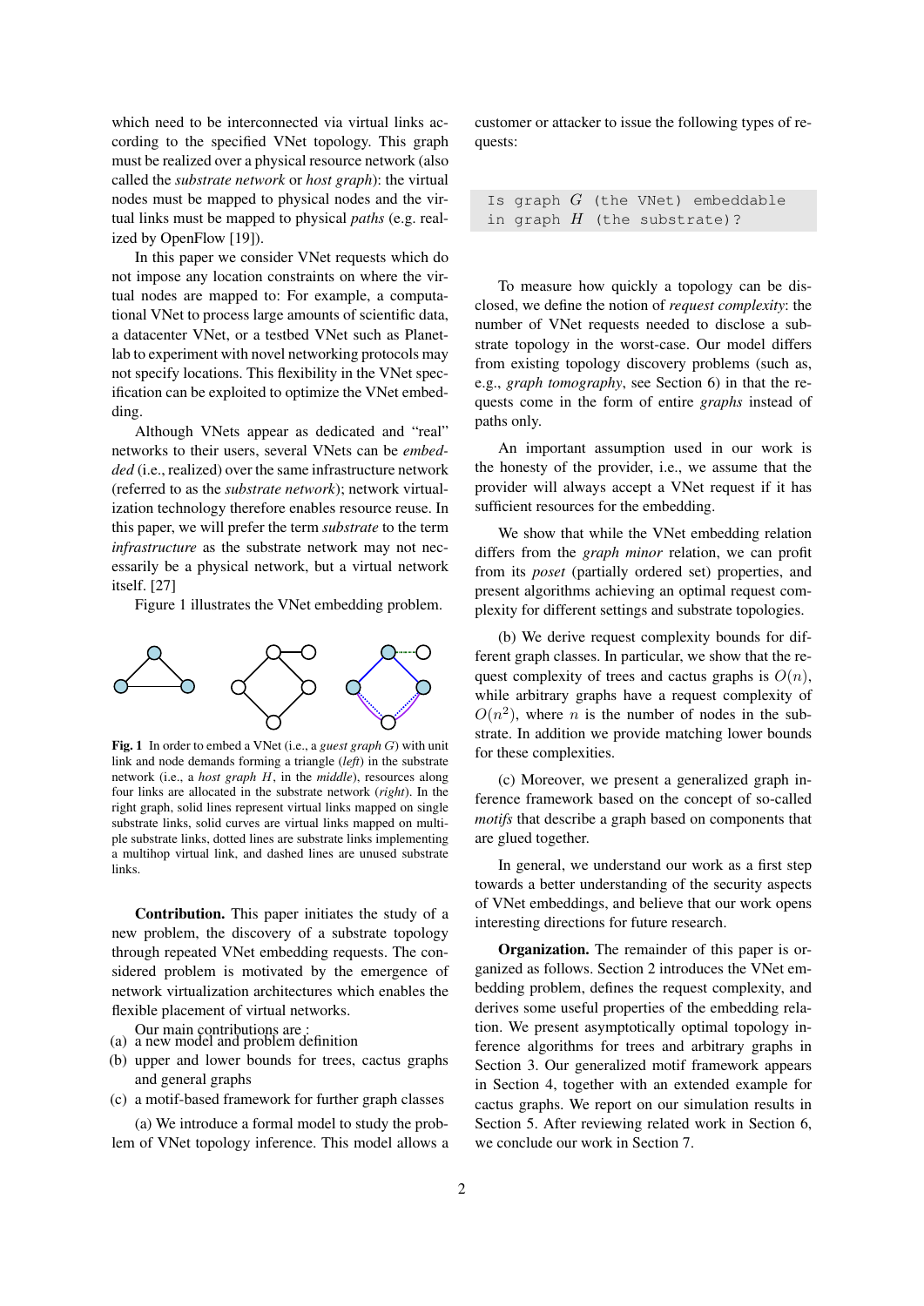which need to be interconnected via virtual links according to the specified VNet topology. This graph must be realized over a physical resource network (also called the *substrate network* or *host graph*): the virtual nodes must be mapped to physical nodes and the virtual links must be mapped to physical *paths* (e.g. realized by OpenFlow [19]).

In this paper we consider VNet requests which do not impose any location constraints on where the virtual nodes are mapped to: For example, a computational VNet to process large amounts of scientific data, a datacenter VNet, or a testbed VNet such as Planetlab to experiment with novel networking protocols may not specify locations. This flexibility in the VNet specification can be exploited to optimize the VNet embedding.

Although VNets appear as dedicated and "real" networks to their users, several VNets can be *embedded* (i.e., realized) over the same infrastructure network (referred to as the *substrate network*); network virtualization technology therefore enables resource reuse. In this paper, we will prefer the term *substrate* to the term *infrastructure* as the substrate network may not necessarily be a physical network, but a virtual network itself. [27]

Figure 1 illustrates the VNet embedding problem.

**Fig. 1** In order to embed a VNet (i.e., a *guest graph* $G$) with unit link and node demands forming a triangle (*left*) in the substrate network (i.e., a *host graph* $H$, in the *middle*), resources along four links are allocated in the substrate network (*right*). In the right graph, solid lines represent virtual links mapped on single substrate links, solid curves are virtual links mapped on multiple substrate links, dotted lines are substrate links implementing a multihop virtual link, and dashed lines are unused substrate links.

**Contribution.** This paper initiates the study of a new problem, the discovery of a substrate topology through repeated VNet embedding requests. The considered problem is motivated by the emergence of network virtualization architectures which enables the flexible placement of virtual networks.

Our main contributions are :

(a) a new model and problem definition
(b) upper and lower bounds for trees, cactus graphs and general graphs
(c) a motif-based framework for further graph classes

(a) We introduce a formal model to study the problem of VNet topology inference. This model allows a customer or attacker to issue the following types of requests:

```
Is graph G (the VNet) embeddable
in graph H (the substrate)?
```

To measure how quickly a topology can be disclosed, we define the notion of *request complexity*: the number of VNet requests needed to disclose a substrate topology in the worst-case. Our model differs from existing topology discovery problems (such as, e.g., *graph tomography*, see Section 6) in that the requests come in the form of entire *graphs* instead of paths only.

An important assumption used in our work is the honesty of the provider, i.e., we assume that the provider will always accept a VNet request if it has sufficient resources for the embedding.

We show that while the VNet embedding relation differs from the *graph minor* relation, we can profit from its *poset* (partially ordered set) properties, and present algorithms achieving an optimal request complexity for different settings and substrate topologies.

(b) We derive request complexity bounds for different graph classes. In particular, we show that the request complexity of trees and cactus graphs is $O(n)$, while arbitrary graphs have a request complexity of $O(n^2)$, where $n$ is the number of nodes in the substrate. In addition we provide matching lower bounds for these complexities.

(c) Moreover, we present a generalized graph inference framework based on the concept of so-called *motifs* that describe a graph based on components that are glued together.

In general, we understand our work as a first step towards a better understanding of the security aspects of VNet embeddings, and believe that our work opens interesting directions for future research.

**Organization.** The remainder of this paper is organized as follows. Section 2 introduces the VNet embedding problem, defines the request complexity, and derives some useful properties of the embedding relation. We present asymptotically optimal topology inference algorithms for trees and arbitrary graphs in Section 3. Our generalized motif framework appears in Section 4, together with an extended example for cactus graphs. We report on our simulation results in Section 5. After reviewing related work in Section 6, we conclude our work in Section 7.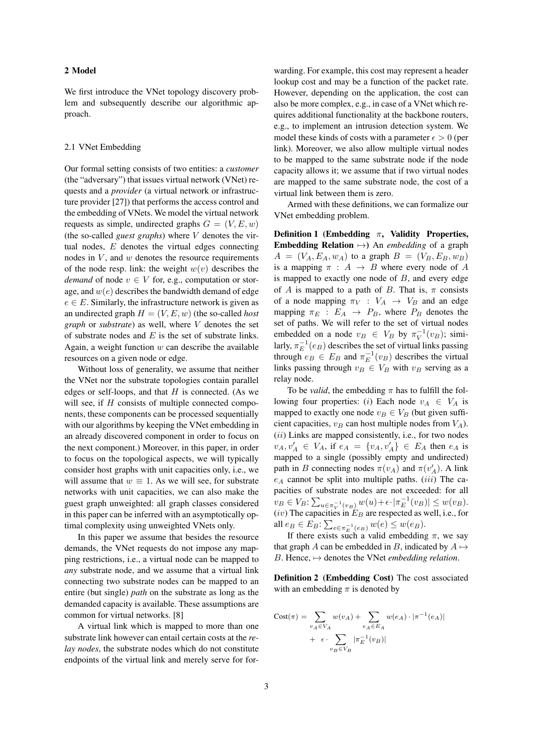## 2 Model

We first introduce the VNet topology discovery problem and subsequently describe our algorithmic approach.

### 2.1 VNet Embedding

Our formal setting consists of two entities: a *customer* (the "adversary") that issues virtual network (VNet) requests and a *provider* (a virtual network or infrastructure provider [27]) that performs the access control and the embedding of VNets. We model the virtual network requests as simple, undirected graphs $G = (V, E, w)$ (the so-called *guest graphs*) where $V$ denotes the virtual nodes, $E$ denotes the virtual edges connecting nodes in $V$, and $w$ denotes the resource requirements of the node resp. link: the weight $w(v)$ describes the *demand* of node $v \in V$ for, e.g., computation or storage, and $w(e)$ describes the bandwidth demand of edge $e \in E$. Similarly, the infrastructure network is given as an undirected graph $H = (V, E, w)$ (the so-called *host graph* or *substrate*) as well, where $V$ denotes the set of substrate nodes and $E$ is the set of substrate links. Again, a weight function $w$ can describe the available resources on a given node or edge.

Without loss of generality, we assume that neither the VNet nor the substrate topologies contain parallel edges or self-loops, and that $H$ is connected. (As we will see, if $H$ consists of multiple connected components, these components can be processed sequentially with our algorithms by keeping the VNet embedding in an already discovered component in order to focus on the next component.) Moreover, in this paper, in order to focus on the topological aspects, we will typically consider host graphs with unit capacities only, i.e., we will assume that $w \equiv 1$. As we will see, for substrate networks with unit capacities, we can also make the guest graph unweighted: all graph classes considered in this paper can be inferred with an asymptotically optimal complexity using unweighted VNets only.

In this paper we assume that besides the resource demands, the VNet requests do not impose any mapping restrictions, i.e., a virtual node can be mapped to *any* substrate node, and we assume that a virtual link connecting two substrate nodes can be mapped to an entire (but single) *path* on the substrate as long as the demanded capacity is available. These assumptions are common for virtual networks. [8]

A virtual link which is mapped to more than one substrate link however can entail certain costs at the *relay nodes*, the substrate nodes which do not constitute endpoints of the virtual link and merely serve for forwarding. For example, this cost may represent a header lookup cost and may be a function of the packet rate. However, depending on the application, the cost can also be more complex, e.g., in case of a VNet which requires additional functionality at the backbone routers, e.g., to implement an intrusion detection system. We model these kinds of costs with a parameter $\epsilon > 0$ (per link). Moreover, we also allow multiple virtual nodes to be mapped to the same substrate node if the node capacity allows it; we assume that if two virtual nodes are mapped to the same substrate node, the cost of a virtual link between them is zero.

Armed with these definitions, we can formalize our VNet embedding problem.

**Definition 1 (Embedding $\pi$, Validity Properties, Embedding Relation $\mapsto$)** An *embedding* of a graph $A = (V_A, E_A, w_A)$ to a graph $B = (V_B, E_B, w_B)$ is a mapping $\pi : A \to B$ where every node of $A$ is mapped to exactly one node of $B$, and every edge of $A$ is mapped to a path of $B$. That is, $\pi$ consists of a node mapping $\pi_V : V_A \to V_B$ and an edge mapping $\pi_E : E_A \to P_B$, where $P_B$ denotes the set of paths. We will refer to the set of virtual nodes embedded on a node $v_B \in V_B$ by $\pi_V^{-1}(v_B)$; similarly, $\pi_E^{-1}(e_B)$ describes the set of virtual links passing through $e_B \in E_B$ and $\pi_E^{-1}(v_B)$ describes the virtual links passing through $v_B \in V_B$ with $v_B$ serving as a relay node.

To be *valid*, the embedding $\pi$ has to fulfill the following four properties: $(i)$ Each node $v_A \in V_A$ is mapped to exactly one node $v_B \in V_B$ (but given sufficient capacities, $v_B$ can host multiple nodes from $V_A$). $(ii)$ Links are mapped consistently, i.e., for two nodes $v_A, v'_A \in V_A$, if $e_A = \{v_A, v'_A\} \in E_A$ then $e_A$ is mapped to a single (possibly empty and undirected) path in $B$ connecting nodes $\pi(v_A)$ and $\pi(v'_A)$. A link $e_A$ cannot be split into multiple paths. $(iii)$ The capacities of substrate nodes are not exceeded: for all $v_B \in V_B$: $\sum_{u \in \pi_V^{-1}(v_B)} w(u) + \epsilon \cdot |\pi_E^{-1}(v_B)| \le w(v_B)$. $(iv)$ The capacities in $E_B$ are respected as well, i.e., for all $e_B \in E_B$: $\sum_{e \in \pi_E^{-1}(e_B)} w(e) \le w(e_B)$.

If there exists such a valid embedding $\pi$, we say that graph $A$ can be embedded in $B$, indicated by $A \mapsto B$. Hence, $\mapsto$ denotes the VNet *embedding relation*.

**Definition 2 (Embedding Cost)** The cost associated with an embedding $\pi$ is denoted by

$$\text{Cost}(\pi) = \sum_{v_A \in V_A} w(v_A) + \sum_{e_A \in E_A} w(e_A) \cdot |\pi^{-1}(e_A)| + \epsilon \cdot \sum_{v_B \in V_B} |\pi_E^{-1}(v_B)|$$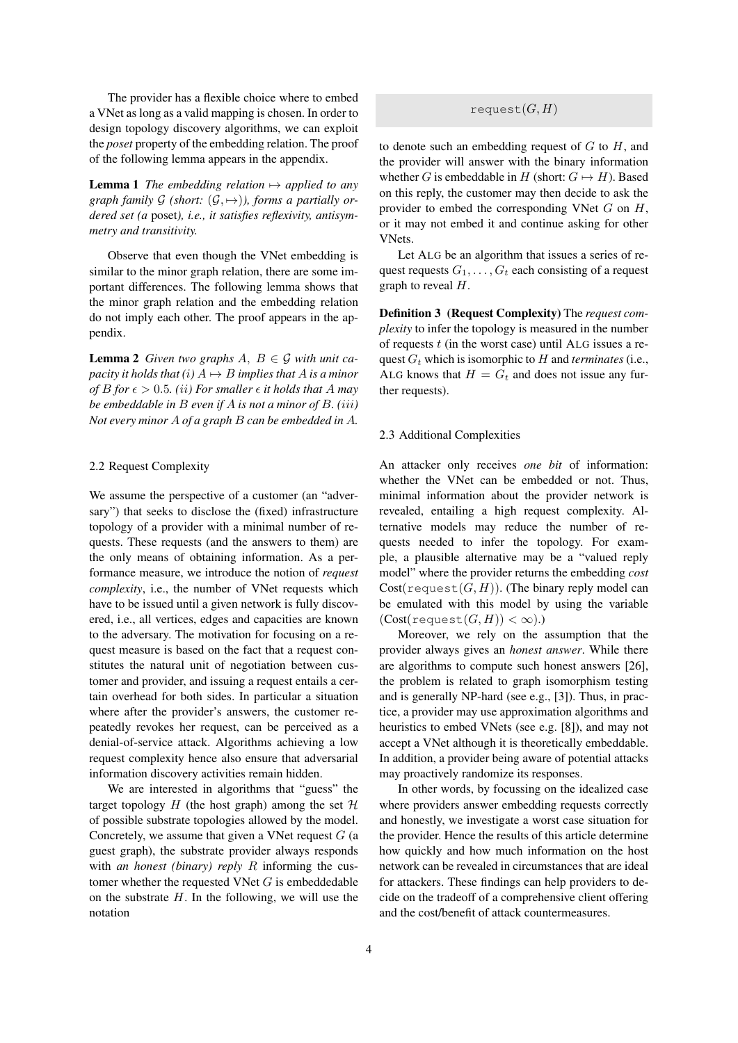The provider has a flexible choice where to embed a VNet as long as a valid mapping is chosen. In order to design topology discovery algorithms, we can exploit the *poset* property of the embedding relation. The proof of the following lemma appears in the appendix.

**Lemma 1** *The embedding relation $\mapsto$ applied to any graph family $\mathcal{G}$ (short: $(\mathcal{G}, \mapsto)$), forms a partially ordered set (a* poset*), i.e., it satisfies reflexivity, antisymmetry and transitivity.*

Observe that even though the VNet embedding is similar to the minor graph relation, there are some important differences. The following lemma shows that the minor graph relation and the embedding relation do not imply each other. The proof appears in the appendix.

**Lemma 2** *Given two graphs $A,\ B \in \mathcal{G}$ with unit capacity it holds that $(i)$ $A \mapsto B$ implies that $A$ is a minor of $B$ for $\epsilon > 0.5$. $(ii)$ For smaller $\epsilon$ it holds that $A$ may be embeddable in $B$ even if $A$ is not a minor of $B$. $(iii)$ Not every minor $A$ of a graph $B$ can be embedded in $A$.*

### 2.2 Request Complexity

We assume the perspective of a customer (an "adversary") that seeks to disclose the (fixed) infrastructure topology of a provider with a minimal number of requests. These requests (and the answers to them) are the only means of obtaining information. As a performance measure, we introduce the notion of *request complexity*, i.e., the number of VNet requests which have to be issued until a given network is fully discovered, i.e., all vertices, edges and capacities are known to the adversary. The motivation for focusing on a request measure is based on the fact that a request constitutes the natural unit of negotiation between customer and provider, and issuing a request entails a certain overhead for both sides. In particular a situation where after the provider's answers, the customer repeatedly revokes her request, can be perceived as a denial-of-service attack. Algorithms achieving a low request complexity hence also ensure that adversarial information discovery activities remain hidden.

We are interested in algorithms that "guess" the target topology $H$ (the host graph) among the set $\mathcal{H}$ of possible substrate topologies allowed by the model. Concretely, we assume that given a VNet request $G$ (a guest graph), the substrate provider always responds with *an honest (binary) reply* $R$ informing the customer whether the requested VNet $G$ is embeddedable on the substrate $H$. In the following, we will use the notation

```
request(G, H)
```

to denote such an embedding request of $G$ to $H$, and the provider will answer with the binary information whether $G$ is embeddable in $H$ (short: $G \mapsto H$). Based on this reply, the customer may then decide to ask the provider to embed the corresponding VNet $G$ on $H$, or it may not embed it and continue asking for other VNets.

Let ALG be an algorithm that issues a series of request requests $G_1, \ldots, G_t$ each consisting of a request graph to reveal $H$.

**Definition 3 (Request Complexity)** The *request complexity* to infer the topology is measured in the number of requests $t$ (in the worst case) until ALG issues a request $G_t$ which is isomorphic to $H$ and *terminates* (i.e., ALG knows that $H = G_t$ and does not issue any further requests).

### 2.3 Additional Complexities

An attacker only receives *one bit* of information: whether the VNet can be embedded or not. Thus, minimal information about the provider network is revealed, entailing a high request complexity. Alternative models may reduce the number of requests needed to infer the topology. For example, a plausible alternative may be a "valued reply model" where the provider returns the embedding *cost* $\text{Cost}(\texttt{request}(G, H))$. (The binary reply model can be emulated with this model by using the variable $(\text{Cost}(\texttt{request}(G, H)) < \infty)$.)

Moreover, we rely on the assumption that the provider always gives an *honest answer*. While there are algorithms to compute such honest answers [26], the problem is related to graph isomorphism testing and is generally NP-hard (see e.g., [3]). Thus, in practice, a provider may use approximation algorithms and heuristics to embed VNets (see e.g. [8]), and may not accept a VNet although it is theoretically embeddable. In addition, a provider being aware of potential attacks may proactively randomize its responses.

In other words, by focussing on the idealized case where providers answer embedding requests correctly and honestly, we investigate a worst case situation for the provider. Hence the results of this article determine how quickly and how much information on the host network can be revealed in circumstances that are ideal for attackers. These findings can help providers to decide on the tradeoff of a comprehensive client offering and the cost/benefit of attack countermeasures.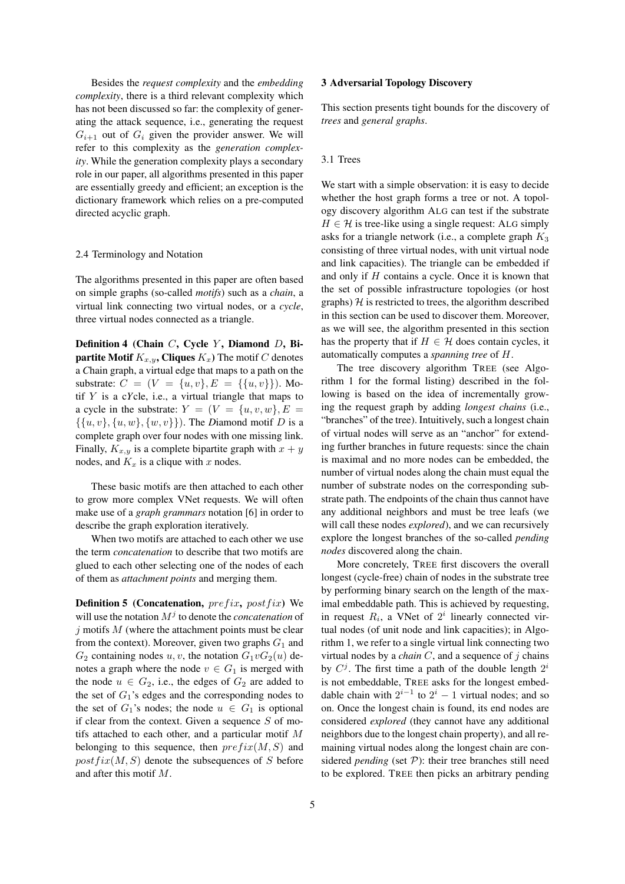Besides the *request complexity* and the *embedding complexity*, there is a third relevant complexity which has not been discussed so far: the complexity of generating the attack sequence, i.e., generating the request $G_{i+1}$ out of $G_i$ given the provider answer. We will refer to this complexity as the *generation complexity*. While the generation complexity plays a secondary role in our paper, all algorithms presented in this paper are essentially greedy and efficient; an exception is the dictionary framework which relies on a pre-computed directed acyclic graph.

### 2.4 Terminology and Notation

The algorithms presented in this paper are often based on simple graphs (so-called *motifs*) such as a *chain*, a virtual link connecting two virtual nodes, or a *cycle*, three virtual nodes connected as a triangle.

**Definition 4 (Chain $C$, Cycle $Y$, Diamond $D$, Bipartite Motif $K_{x,y}$, Cliques $K_x$)** The motif $C$ denotes a *C*hain graph, a virtual edge that maps to a path on the substrate: $C = (V = \{u, v\}, E = \{\{u, v\}\})$. Motif $Y$ is a c*Y*cle, i.e., a virtual triangle that maps to a cycle in the substrate: $Y = (V = \{u, v, w\}, E = \{\{u, v\}, \{u, w\}, \{w, v\}\})$. The *D*iamond motif $D$ is a complete graph over four nodes with one missing link. Finally, $K_{x,y}$ is a complete bipartite graph with $x + y$ nodes, and $K_x$ is a clique with $x$ nodes.

These basic motifs are then attached to each other to grow more complex VNet requests. We will often make use of a *graph grammars* notation [6] in order to describe the graph exploration iteratively.

When two motifs are attached to each other we use the term *concatenation* to describe that two motifs are glued to each other selecting one of the nodes of each of them as *attachment points* and merging them.

**Definition 5 (Concatenation, $prefix$, $postfix$)** We will use the notation $M^j$ to denote the *concatenation* of $j$ motifs $M$ (where the attachment points must be clear from the context). Moreover, given two graphs $G_1$ and $G_2$ containing nodes $u, v$, the notation $G_1 v G_2(u)$ denotes a graph where the node $v \in G_1$ is merged with the node $u \in G_2$, i.e., the edges of $G_2$ are added to the set of $G_1$'s edges and the corresponding nodes to the set of $G_1$'s nodes; the node $u \in G_1$ is optional if clear from the context. Given a sequence $S$ of motifs attached to each other, and a particular motif $M$ belonging to this sequence, then $prefix(M, S)$ and $postfix(M, S)$ denote the subsequences of $S$ before and after this motif $M$.

## 3 Adversarial Topology Discovery

This section presents tight bounds for the discovery of *trees* and *general graphs*.

### 3.1 Trees

We start with a simple observation: it is easy to decide whether the host graph forms a tree or not. A topology discovery algorithm ALG can test if the substrate $H \in \mathcal{H}$ is tree-like using a single request: ALG simply asks for a triangle network (i.e., a complete graph $K_3$ consisting of three virtual nodes, with unit virtual node and link capacities). The triangle can be embedded if and only if $H$ contains a cycle. Once it is known that the set of possible infrastructure topologies (or host graphs) $\mathcal{H}$ is restricted to trees, the algorithm described in this section can be used to discover them. Moreover, as we will see, the algorithm presented in this section has the property that if $H \in \mathcal{H}$ does contain cycles, it automatically computes a *spanning tree* of $H$.

The tree discovery algorithm TREE (see Algorithm 1 for the formal listing) described in the following is based on the idea of incrementally growing the request graph by adding *longest chains* (i.e., "branches" of the tree). Intuitively, such a longest chain of virtual nodes will serve as an "anchor" for extending further branches in future requests: since the chain is maximal and no more nodes can be embedded, the number of virtual nodes along the chain must equal the number of substrate nodes on the corresponding substrate path. The endpoints of the chain thus cannot have any additional neighbors and must be tree leafs (we will call these nodes *explored*), and we can recursively explore the longest branches of the so-called *pending nodes* discovered along the chain.

More concretely, TREE first discovers the overall longest (cycle-free) chain of nodes in the substrate tree by performing binary search on the length of the maximal embeddable path. This is achieved by requesting, in request $R_i$, a VNet of $2^i$ linearly connected virtual nodes (of unit node and link capacities); in Algorithm 1, we refer to a single virtual link connecting two virtual nodes by a *chain* $C$, and a sequence of $j$ chains by $C^j$. The first time a path of the double length $2^i$ is not embeddable, TREE asks for the longest embeddable chain with $2^{i-1}$ to $2^i - 1$ virtual nodes; and so on. Once the longest chain is found, its end nodes are considered *explored* (they cannot have any additional neighbors due to the longest chain property), and all remaining virtual nodes along the longest chain are considered *pending* (set $\mathcal{P}$): their tree branches still need to be explored. TREE then picks an arbitrary pending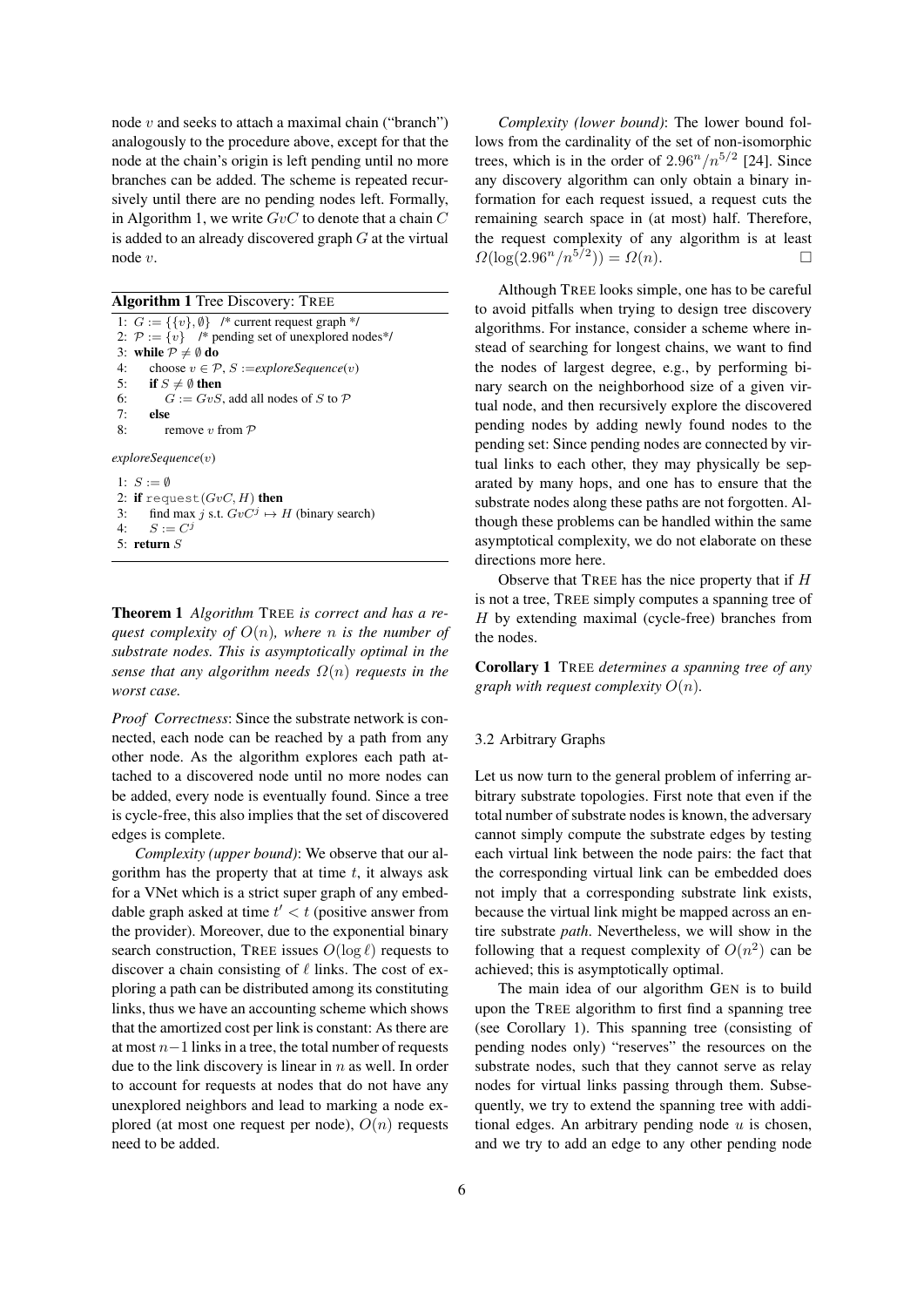node $v$ and seeks to attach a maximal chain ("branch") analogously to the procedure above, except for that the node at the chain's origin is left pending until no more branches can be added. The scheme is repeated recursively until there are no pending nodes left. Formally, in Algorithm 1, we write $GvC$ to denote that a chain $C$ is added to an already discovered graph $G$ at the virtual node $v$.

**Algorithm 1** Tree Discovery: TREE

```
1: G := {{v}, ∅}   /* current request graph */
2: P := {v}   /* pending set of unexplored nodes*/
3: while P ≠ ∅ do
4:    choose v ∈ P, S := exploreSequence(v)
5:    if S ≠ ∅ then
6:       G := GvS, add all nodes of S to P
7:    else
8:       remove v from P
```

*exploreSequence*($v$)

```
1: S := ∅
2: if request(GvC, H) then
3:    find max j s.t. GvC^j ↦ H (binary search)
4:    S := C^j
5: return S
```

**Theorem 1** *Algorithm* TREE *is correct and has a request complexity of $O(n)$, where $n$ is the number of substrate nodes. This is asymptotically optimal in the sense that any algorithm needs $\Omega(n)$ requests in the worst case.*

*Proof Correctness*: Since the substrate network is connected, each node can be reached by a path from any other node. As the algorithm explores each path attached to a discovered node until no more nodes can be added, every node is eventually found. Since a tree is cycle-free, this also implies that the set of discovered edges is complete.

*Complexity (upper bound)*: We observe that our algorithm has the property that at time $t$, it always ask for a VNet which is a strict super graph of any embeddable graph asked at time $t' < t$ (positive answer from the provider). Moreover, due to the exponential binary search construction, TREE issues $O(\log \ell)$ requests to discover a chain consisting of $\ell$ links. The cost of exploring a path can be distributed among its constituting links, thus we have an accounting scheme which shows that the amortized cost per link is constant: As there are at most $n-1$ links in a tree, the total number of requests due to the link discovery is linear in $n$ as well. In order to account for requests at nodes that do not have any unexplored neighbors and lead to marking a node explored (at most one request per node), $O(n)$ requests need to be added.

*Complexity (lower bound)*: The lower bound follows from the cardinality of the set of non-isomorphic trees, which is in the order of $2.96^n/n^{5/2}$ [24]. Since any discovery algorithm can only obtain a binary information for each request issued, a request cuts the remaining search space in (at most) half. Therefore, the request complexity of any algorithm is at least $\Omega(\log(2.96^n/n^{5/2})) = \Omega(n)$. □

Although TREE looks simple, one has to be careful to avoid pitfalls when trying to design tree discovery algorithms. For instance, consider a scheme where instead of searching for longest chains, we want to find the nodes of largest degree, e.g., by performing binary search on the neighborhood size of a given virtual node, and then recursively explore the discovered pending nodes by adding newly found nodes to the pending set: Since pending nodes are connected by virtual links to each other, they may physically be separated by many hops, and one has to ensure that the substrate nodes along these paths are not forgotten. Although these problems can be handled within the same asymptotical complexity, we do not elaborate on these directions more here.

Observe that TREE has the nice property that if $H$ is not a tree, TREE simply computes a spanning tree of $H$ by extending maximal (cycle-free) branches from the nodes.

**Corollary 1** TREE *determines a spanning tree of any graph with request complexity $O(n)$.*

### 3.2 Arbitrary Graphs

Let us now turn to the general problem of inferring arbitrary substrate topologies. First note that even if the total number of substrate nodes is known, the adversary cannot simply compute the substrate edges by testing each virtual link between the node pairs: the fact that the corresponding virtual link can be embedded does not imply that a corresponding substrate link exists, because the virtual link might be mapped across an entire substrate *path*. Nevertheless, we will show in the following that a request complexity of $O(n^2)$ can be achieved; this is asymptotically optimal.

The main idea of our algorithm GEN is to build upon the TREE algorithm to first find a spanning tree (see Corollary 1). This spanning tree (consisting of pending nodes only) "reserves" the resources on the substrate nodes, such that they cannot serve as relay nodes for virtual links passing through them. Subsequently, we try to extend the spanning tree with additional edges. An arbitrary pending node $u$ is chosen, and we try to add an edge to any other pending node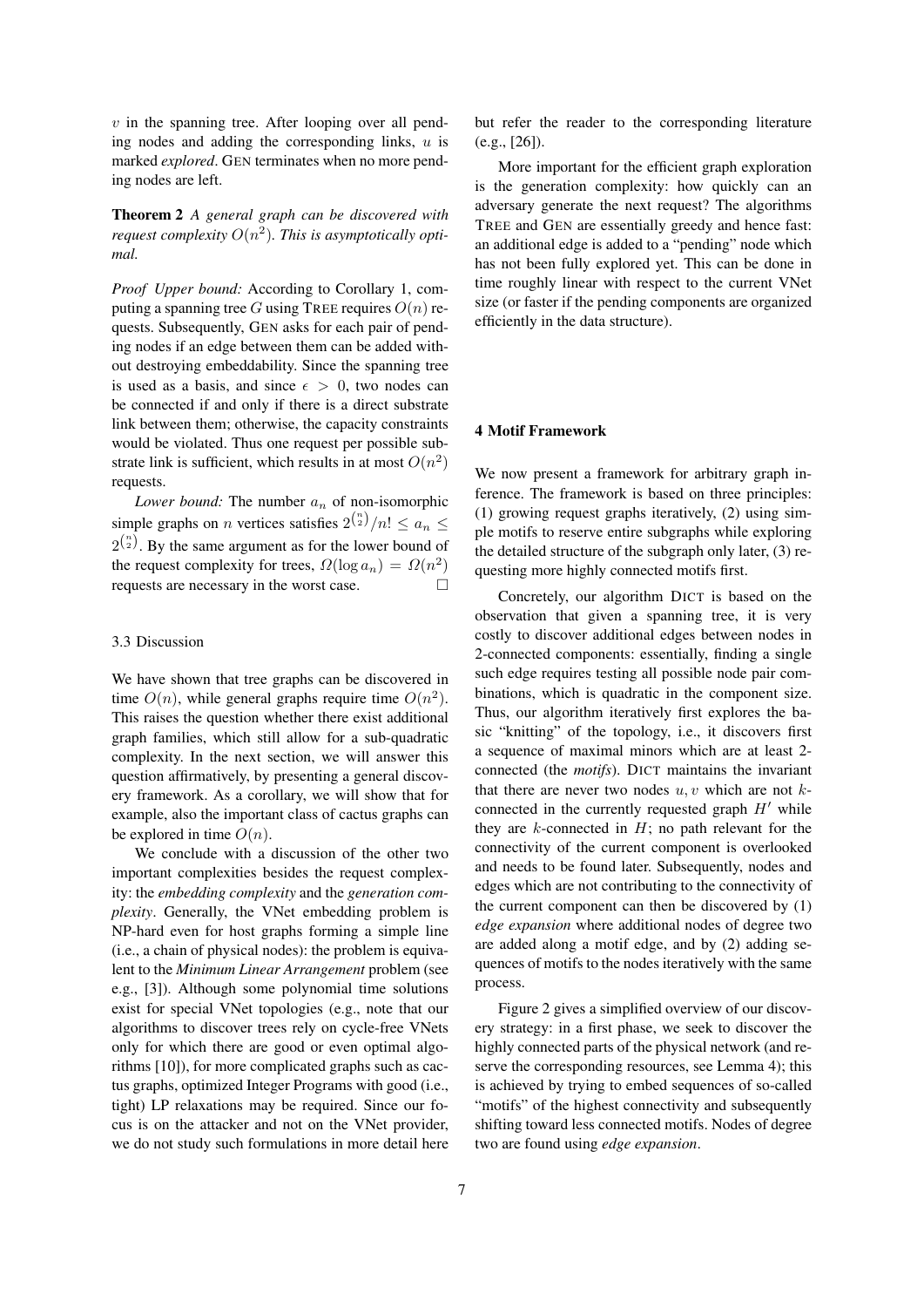$v$ in the spanning tree. After looping over all pending nodes and adding the corresponding links, $u$ is marked *explored*. GEN terminates when no more pending nodes are left.

**Theorem 2** *A general graph can be discovered with request complexity $O(n^2)$. This is asymptotically optimal.*

*Proof Upper bound:* According to Corollary 1, computing a spanning tree $G$ using TREE requires $O(n)$ requests. Subsequently, GEN asks for each pair of pending nodes if an edge between them can be added without destroying embeddability. Since the spanning tree is used as a basis, and since $\epsilon > 0$, two nodes can be connected if and only if there is a direct substrate link between them; otherwise, the capacity constraints would be violated. Thus one request per possible substrate link is sufficient, which results in at most $O(n^2)$ requests.

*Lower bound:* The number $a_n$ of non-isomorphic simple graphs on $n$ vertices satisfies $2^{\binom{n}{2}}/n! \leq a_n \leq 2^{\binom{n}{2}}$. By the same argument as for the lower bound of the request complexity for trees, $\Omega(\log a_n) = \Omega(n^2)$ requests are necessary in the worst case. □

### 3.3 Discussion

We have shown that tree graphs can be discovered in time $O(n)$, while general graphs require time $O(n^2)$. This raises the question whether there exist additional graph families, which still allow for a sub-quadratic complexity. In the next section, we will answer this question affirmatively, by presenting a general discovery framework. As a corollary, we will show that for example, also the important class of cactus graphs can be explored in time $O(n)$.

We conclude with a discussion of the other two important complexities besides the request complexity: the *embedding complexity* and the *generation complexity*. Generally, the VNet embedding problem is NP-hard even for host graphs forming a simple line (i.e., a chain of physical nodes): the problem is equivalent to the *Minimum Linear Arrangement* problem (see e.g., [3]). Although some polynomial time solutions exist for special VNet topologies (e.g., note that our algorithms to discover trees rely on cycle-free VNets only for which there are good or even optimal algorithms [10]), for more complicated graphs such as cactus graphs, optimized Integer Programs with good (i.e., tight) LP relaxations may be required. Since our focus is on the attacker and not on the VNet provider, we do not study such formulations in more detail here but refer the reader to the corresponding literature (e.g., [26]).

More important for the efficient graph exploration is the generation complexity: how quickly can an adversary generate the next request? The algorithms TREE and GEN are essentially greedy and hence fast: an additional edge is added to a "pending" node which has not been fully explored yet. This can be done in time roughly linear with respect to the current VNet size (or faster if the pending components are organized efficiently in the data structure).

## 4 Motif Framework

We now present a framework for arbitrary graph inference. The framework is based on three principles: (1) growing request graphs iteratively, (2) using simple motifs to reserve entire subgraphs while exploring the detailed structure of the subgraph only later, (3) requesting more highly connected motifs first.

Concretely, our algorithm DICT is based on the observation that given a spanning tree, it is very costly to discover additional edges between nodes in 2-connected components: essentially, finding a single such edge requires testing all possible node pair combinations, which is quadratic in the component size. Thus, our algorithm iteratively first explores the basic "knitting" of the topology, i.e., it discovers first a sequence of maximal minors which are at least 2-connected (the *motifs*). DICT maintains the invariant that there are never two nodes $u, v$ which are not $k$-connected in the currently requested graph $H'$ while they are $k$-connected in $H$; no path relevant for the connectivity of the current component is overlooked and needs to be found later. Subsequently, nodes and edges which are not contributing to the connectivity of the current component can then be discovered by (1) *edge expansion* where additional nodes of degree two are added along a motif edge, and by (2) adding sequences of motifs to the nodes iteratively with the same process.

Figure 2 gives a simplified overview of our discovery strategy: in a first phase, we seek to discover the highly connected parts of the physical network (and reserve the corresponding resources, see Lemma 4); this is achieved by trying to embed sequences of so-called "motifs" of the highest connectivity and subsequently shifting toward less connected motifs. Nodes of degree two are found using *edge expansion*.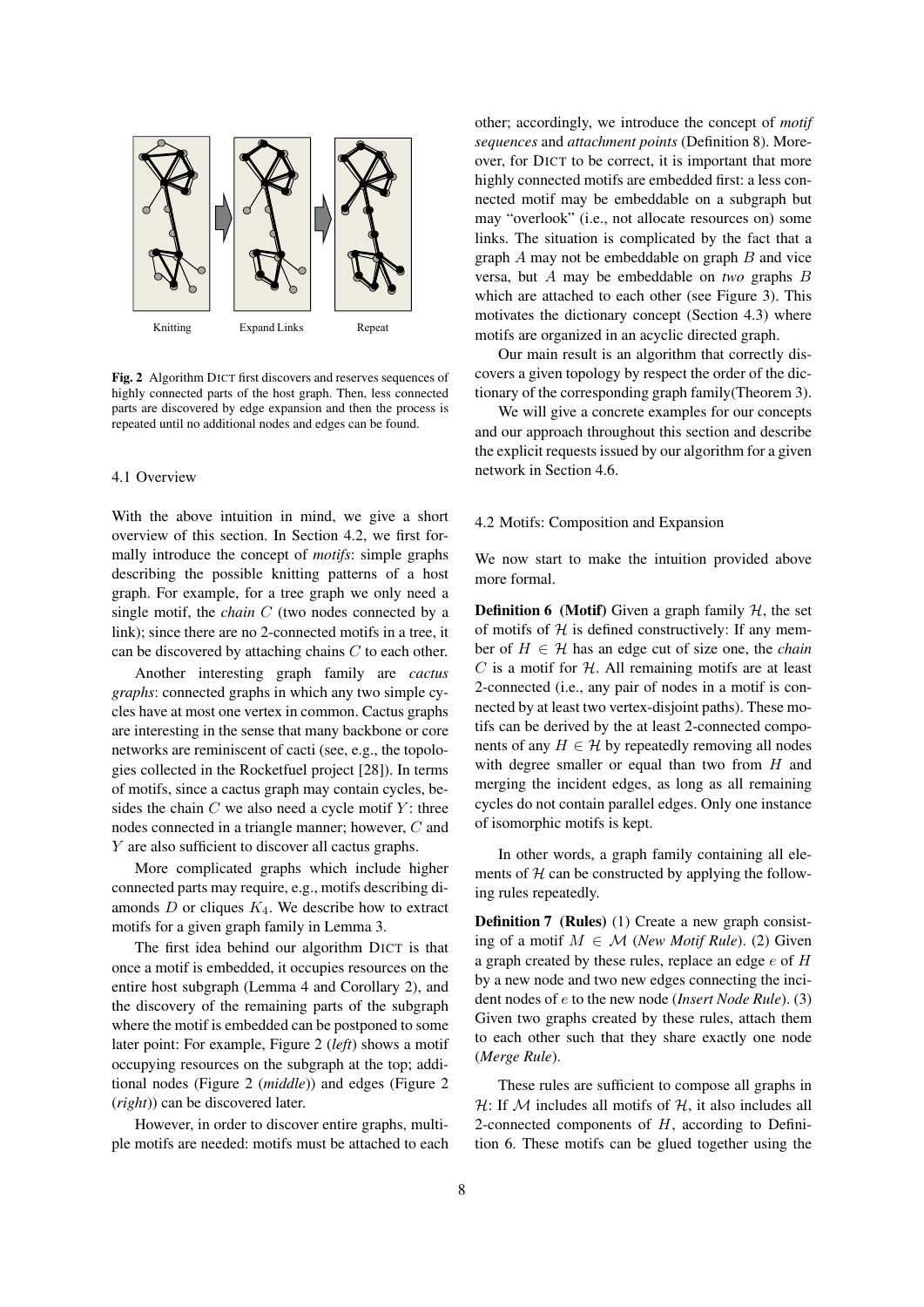Knitting

Expand Links

Repeat

**Fig. 2** Algorithm DICT first discovers and reserves sequences of highly connected parts of the host graph. Then, less connected parts are discovered by edge expansion and then the process is repeated until no additional nodes and edges can be found.

### 4.1 Overview

With the above intuition in mind, we give a short overview of this section. In Section 4.2, we first formally introduce the concept of *motifs*: simple graphs describing the possible knitting patterns of a host graph. For example, for a tree graph we only need a single motif, the *chain* $C$ (two nodes connected by a link); since there are no 2-connected motifs in a tree, it can be discovered by attaching chains $C$ to each other.

Another interesting graph family are *cactus graphs*: connected graphs in which any two simple cycles have at most one vertex in common. Cactus graphs are interesting in the sense that many backbone or core networks are reminiscent of cacti (see, e.g., the topologies collected in the Rocketfuel project [28]). In terms of motifs, since a cactus graph may contain cycles, besides the chain $C$ we also need a cycle motif $Y$: three nodes connected in a triangle manner; however, $C$ and $Y$ are also sufficient to discover all cactus graphs.

More complicated graphs which include higher connected parts may require, e.g., motifs describing diamonds $D$ or cliques $K_4$. We describe how to extract motifs for a given graph family in Lemma 3.

The first idea behind our algorithm DICT is that once a motif is embedded, it occupies resources on the entire host subgraph (Lemma 4 and Corollary 2), and the discovery of the remaining parts of the subgraph where the motif is embedded can be postponed to some later point: For example, Figure 2 (*left*) shows a motif occupying resources on the subgraph at the top; additional nodes (Figure 2 (*middle*)) and edges (Figure 2 (*right*)) can be discovered later.

However, in order to discover entire graphs, multiple motifs are needed: motifs must be attached to each other; accordingly, we introduce the concept of *motif sequences* and *attachment points* (Definition 8). Moreover, for DICT to be correct, it is important that more highly connected motifs are embedded first: a less connected motif may be embeddable on a subgraph but may "overlook" (i.e., not allocate resources on) some links. The situation is complicated by the fact that a graph $A$ may not be embeddable on graph $B$ and vice versa, but $A$ may be embeddable on *two* graphs $B$ which are attached to each other (see Figure 3). This motivates the dictionary concept (Section 4.3) where motifs are organized in an acyclic directed graph.

Our main result is an algorithm that correctly discovers a given topology by respect the order of the dictionary of the corresponding graph family(Theorem 3).

We will give a concrete examples for our concepts and our approach throughout this section and describe the explicit requests issued by our algorithm for a given network in Section 4.6.

### 4.2 Motifs: Composition and Expansion

We now start to make the intuition provided above more formal.

**Definition 6 (Motif)** Given a graph family $\mathcal{H}$, the set of motifs of $\mathcal{H}$ is defined constructively: If any member of $H \in \mathcal{H}$ has an edge cut of size one, the *chain* $C$ is a motif for $\mathcal{H}$. All remaining motifs are at least 2-connected (i.e., any pair of nodes in a motif is connected by at least two vertex-disjoint paths). These motifs can be derived by the at least 2-connected components of any $H \in \mathcal{H}$ by repeatedly removing all nodes with degree smaller or equal than two from $H$ and merging the incident edges, as long as all remaining cycles do not contain parallel edges. Only one instance of isomorphic motifs is kept.

In other words, a graph family containing all elements of $\mathcal{H}$ can be constructed by applying the following rules repeatedly.

**Definition 7 (Rules)** (1) Create a new graph consisting of a motif $M \in \mathcal{M}$ (*New Motif Rule*). (2) Given a graph created by these rules, replace an edge $e$ of $H$ by a new node and two new edges connecting the incident nodes of $e$ to the new node (*Insert Node Rule*). (3) Given two graphs created by these rules, attach them to each other such that they share exactly one node (*Merge Rule*).

These rules are sufficient to compose all graphs in $\mathcal{H}$: If $\mathcal{M}$ includes all motifs of $\mathcal{H}$, it also includes all 2-connected components of $H$, according to Definition 6. These motifs can be glued together using the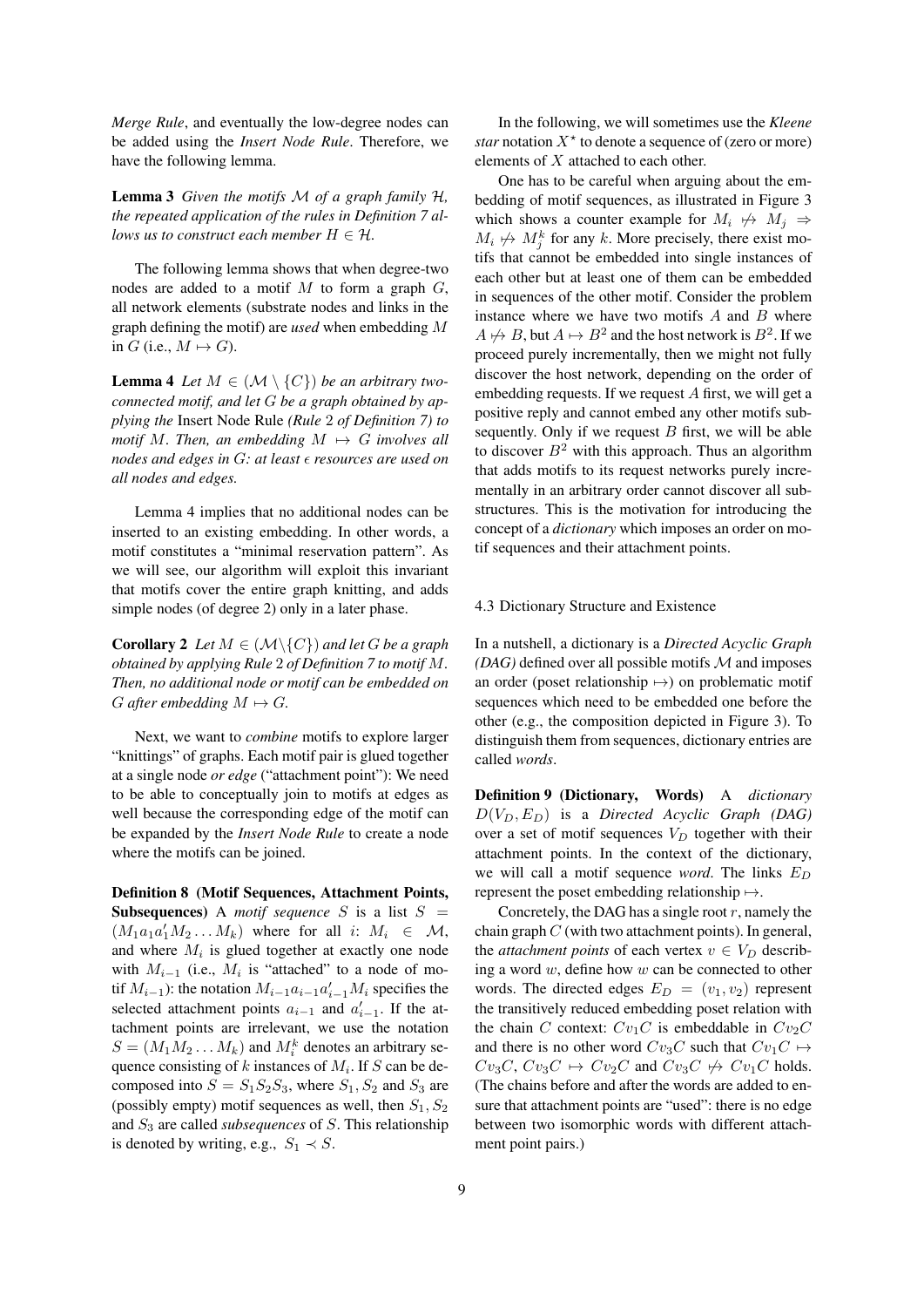*Merge Rule*, and eventually the low-degree nodes can be added using the *Insert Node Rule*. Therefore, we have the following lemma.

**Lemma 3** *Given the motifs $\mathcal{M}$ of a graph family $\mathcal{H}$, the repeated application of the rules in Definition 7 allows us to construct each member $H \in \mathcal{H}$.*

The following lemma shows that when degree-two nodes are added to a motif $M$ to form a graph $G$, all network elements (substrate nodes and links in the graph defining the motif) are *used* when embedding $M$ in $G$ (i.e., $M \mapsto G$).

**Lemma 4** *Let $M \in (\mathcal{M} \setminus \{C\})$ be an arbitrary two-connected motif, and let $G$ be a graph obtained by applying the* Insert Node Rule *(Rule 2 of Definition 7) to motif $M$. Then, an embedding $M \mapsto G$ involves all nodes and edges in $G$: at least $\epsilon$ resources are used on all nodes and edges.*

Lemma 4 implies that no additional nodes can be inserted to an existing embedding. In other words, a motif constitutes a "minimal reservation pattern". As we will see, our algorithm will exploit this invariant that motifs cover the entire graph knitting, and adds simple nodes (of degree 2) only in a later phase.

**Corollary 2** *Let $M \in (\mathcal{M} \setminus \{C\})$ and let $G$ be a graph obtained by applying Rule 2 of Definition 7 to motif $M$. Then, no additional node or motif can be embedded on $G$ after embedding $M \mapsto G$.*

Next, we want to *combine* motifs to explore larger "knittings" of graphs. Each motif pair is glued together at a single node *or edge* ("attachment point"): We need to be able to conceptually join to motifs at edges as well because the corresponding edge of the motif can be expanded by the *Insert Node Rule* to create a node where the motifs can be joined.

**Definition 8 (Motif Sequences, Attachment Points, Subsequences)** A *motif sequence* $S$ is a list $S = (M_1 a_1 a_1' M_2 \ldots M_k)$ where for all $i$: $M_i \in \mathcal{M}$, and where $M_i$ is glued together at exactly one node with $M_{i-1}$ (i.e., $M_i$ is "attached" to a node of motif $M_{i-1}$): the notation $M_{i-1} a_{i-1} a_{i-1}' M_i$ specifies the selected attachment points $a_{i-1}$ and $a_{i-1}'$. If the attachment points are irrelevant, we use the notation $S = (M_1 M_2 \ldots M_k)$ and $M_i^k$ denotes an arbitrary sequence consisting of $k$ instances of $M_i$. If $S$ can be decomposed into $S = S_1 S_2 S_3$, where $S_1$, $S_2$ and $S_3$ are (possibly empty) motif sequences as well, then $S_1$, $S_2$ and $S_3$ are called *subsequences* of $S$. This relationship is denoted by writing, e.g., $S_1 \prec S$.

In the following, we will sometimes use the *Kleene star* notation $X^\star$ to denote a sequence of (zero or more) elements of $X$ attached to each other.

One has to be careful when arguing about the embedding of motif sequences, as illustrated in Figure 3 which shows a counter example for $M_i \not\mapsto M_j \Rightarrow M_i \not\mapsto M_j^k$ for any $k$. More precisely, there exist motifs that cannot be embedded into single instances of each other but at least one of them can be embedded in sequences of the other motif. Consider the problem instance where we have two motifs $A$ and $B$ where $A \not\mapsto B$, but $A \mapsto B^2$ and the host network is $B^2$. If we proceed purely incrementally, then we might not fully discover the host network, depending on the order of embedding requests. If we request $A$ first, we will get a positive reply and cannot embed any other motifs subsequently. Only if we request $B$ first, we will be able to discover $B^2$ with this approach. Thus an algorithm that adds motifs to its request networks purely incrementally in an arbitrary order cannot discover all substructures. This is the motivation for introducing the concept of a *dictionary* which imposes an order on motif sequences and their attachment points.

### 4.3 Dictionary Structure and Existence

In a nutshell, a dictionary is a *Directed Acyclic Graph (DAG)* defined over all possible motifs $\mathcal{M}$ and imposes an order (poset relationship $\mapsto$) on problematic motif sequences which need to be embedded one before the other (e.g., the composition depicted in Figure 3). To distinguish them from sequences, dictionary entries are called *words*.

**Definition 9 (Dictionary, Words)** A *dictionary* $D(V_D, E_D)$ is a *Directed Acyclic Graph (DAG)* over a set of motif sequences $V_D$ together with their attachment points. In the context of the dictionary, we will call a motif sequence *word*. The links $E_D$ represent the poset embedding relationship $\mapsto$.

Concretely, the DAG has a single root $r$, namely the chain graph $C$ (with two attachment points). In general, the *attachment points* of each vertex $v \in V_D$ describing a word $w$, define how $w$ can be connected to other words. The directed edges $E_D = (v_1, v_2)$ represent the transitively reduced embedding poset relation with the chain $C$ context: $Cv_1C$ is embeddable in $Cv_2C$ and there is no other word $Cv_3C$ such that $Cv_1C \mapsto Cv_3C$, $Cv_3C \mapsto Cv_2C$ and $Cv_3C \not\mapsto Cv_1C$ holds. (The chains before and after the words are added to ensure that attachment points are "used": there is no edge between two isomorphic words with different attachment point pairs.)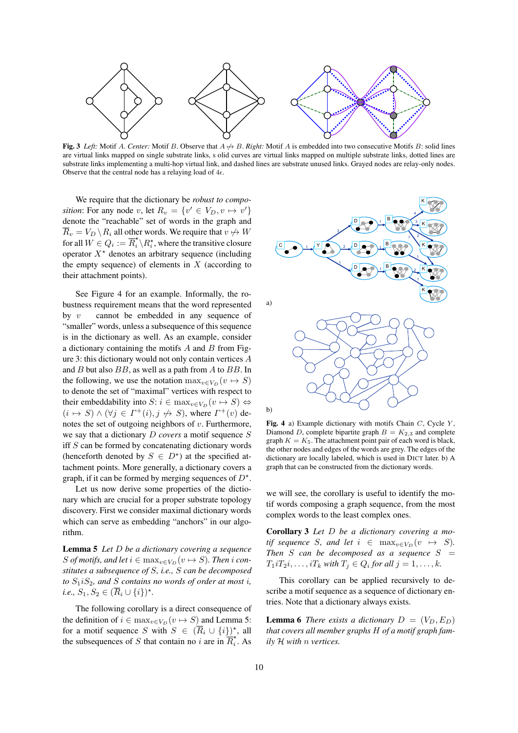**Fig. 3** *Left:* Motif $A$. *Center:* Motif $B$. Observe that $A \not\mapsto B$. *Right:* Motif $A$ is embedded into two consecutive Motifs $B$: solid lines are virtual links mapped on single substrate links, s olid curves are virtual links mapped on multiple substrate links, dotted lines are substrate links implementing a multi-hop virtual link, and dashed lines are substrate unused links. Grayed nodes are relay-only nodes. Observe that the central node has a relaying load of $4\epsilon$.

We require that the dictionary be *robust to composition*: For any node $v$, let $R_v = \{v' \in V_D, v \mapsto v'\}$ denote the "reachable" set of words in the graph and $\overline{R}_v = V_D \setminus R_i$ all other words. We require that $v \not\mapsto W$ for all $W \in Q_i := \overline{R}_i^{\star} \setminus R_i^{\star}$, where the transitive closure operator $X^{\star}$ denotes an arbitrary sequence (including the empty sequence) of elements in $X$ (according to their attachment points).

See Figure 4 for an example. Informally, the robustness requirement means that the word represented by $v$ cannot be embedded in any sequence of "smaller" words, unless a subsequence of this sequence is in the dictionary as well. As an example, consider a dictionary containing the motifs $A$ and $B$ from Figure 3: this dictionary would not only contain vertices $A$ and $B$ but also $BB$, as well as a path from $A$ to $BB$. In the following, we use the notation $\max_{v \in V_D}(v \mapsto S)$ to denote the set of "maximal" vertices with respect to their embeddability into $S$: $i \in \max_{v \in V_D}(v \mapsto S) \Leftrightarrow (i \mapsto S) \wedge (\forall j \in \Gamma^{+}(i), j \not\mapsto S)$, where $\Gamma^{+}(v)$ denotes the set of outgoing neighbors of $v$. Furthermore, we say that a dictionary $D$ *covers* a motif sequence $S$ iff $S$ can be formed by concatenating dictionary words (henceforth denoted by $S \in D^{\star}$) at the specified attachment points. More generally, a dictionary covers a graph, if it can be formed by merging sequences of $D^{\star}$.

Let us now derive some properties of the dictionary which are crucial for a proper substrate topology discovery. First we consider maximal dictionary words which can serve as embedding "anchors" in our algorithm.

**Lemma 5** *Let $D$ be a dictionary covering a sequence $S$ of motifs, and let $i \in \max_{v \in V_D}(v \mapsto S)$. Then $i$ constitutes a subsequence of $S$, i.e., $S$ can be decomposed to $S_1 i S_2$, and $S$ contains no words of order at most $i$, i.e., $S_1, S_2 \in (\overline{R}_i \cup \{i\})^{\star}$.*

The following corollary is a direct consequence of the definition of $i \in \max_{v \in V_D}(v \mapsto S)$ and Lemma 5: for a motif sequence $S \in (\overline{R}_i \cup \{i\})^{\star}$, all the subsequences of $S$ that contain no $i$ are in $\overline{R}_i^{\star}$. As we will see, the corollary is useful to identify the motif words composing a graph sequence, from the most complex words to the least complex ones.

a)

b)

**Fig. 4** a) Example dictionary with motifs Chain $C$, Cycle $Y$, Diamond $D$, complete bipartite graph $B = K_{2,3}$ and complete graph $K = K_5$. The attachment point pair of each word is black, the other nodes and edges of the words are grey. The edges of the dictionary are locally labeled, which is used in DICT later. b) A graph that can be constructed from the dictionary words.

**Corollary 3** *Let $D$ be a dictionary covering a motif sequence $S$, and let $i \in \max_{v \in V_D}(v \mapsto S)$. Then $S$ can be decomposed as a sequence $S = T_1 i T_2 i, \ldots, i T_k$ with $T_j \in Q_i$ for all $j = 1, \ldots, k$.*

This corollary can be applied recursively to describe a motif sequence as a sequence of dictionary entries. Note that a dictionary always exists.

**Lemma 6** *There exists a dictionary $D = (V_D, E_D)$ that covers all member graphs $H$ of a motif graph family $\mathcal{H}$ with $n$ vertices.*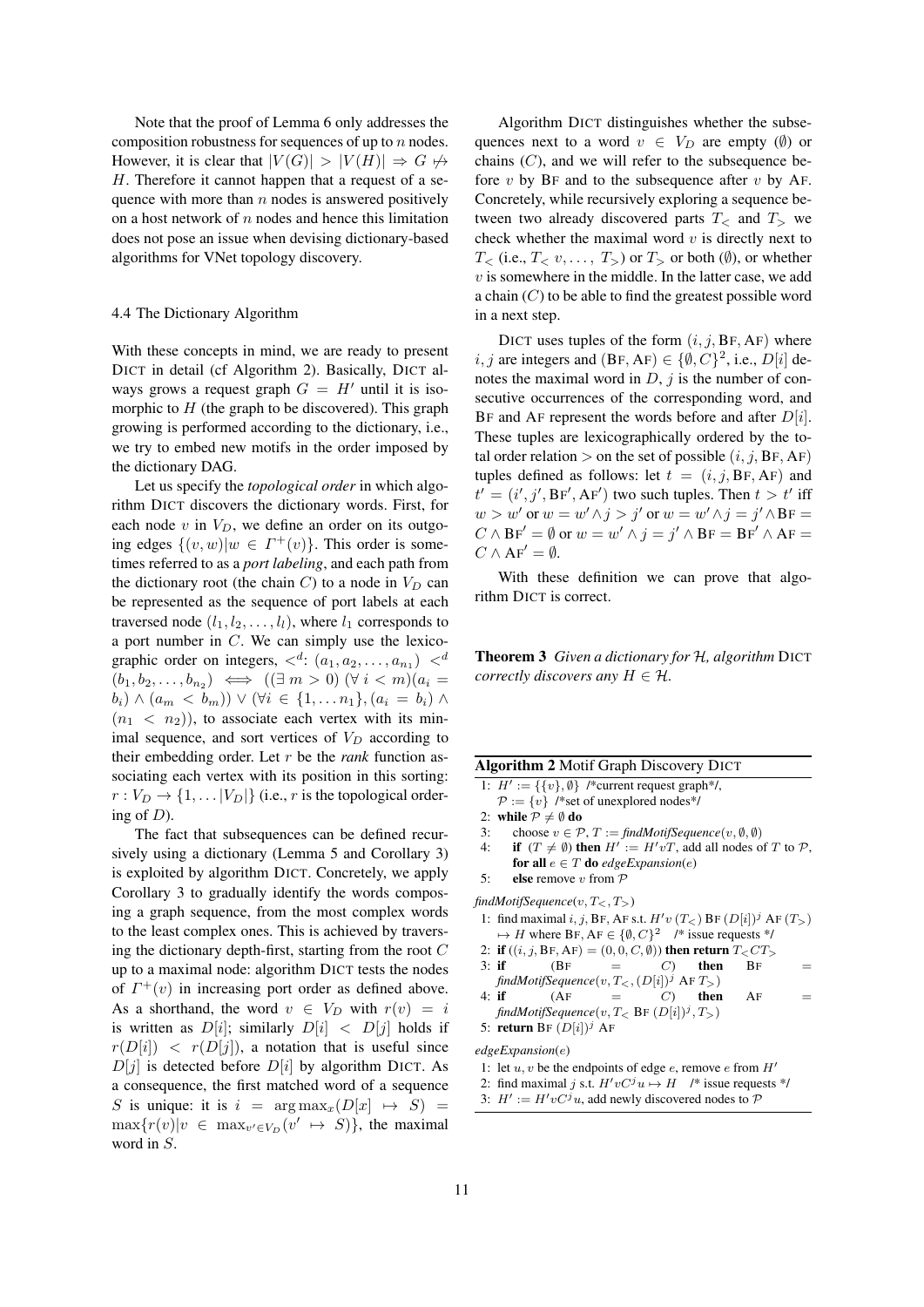Note that the proof of Lemma 6 only addresses the composition robustness for sequences of up to $n$ nodes. However, it is clear that $|V(G)| > |V(H)| \Rightarrow G \not\mapsto H$. Therefore it cannot happen that a request of a sequence with more than $n$ nodes is answered positively on a host network of $n$ nodes and hence this limitation does not pose an issue when devising dictionary-based algorithms for VNet topology discovery.

### 4.4 The Dictionary Algorithm

With these concepts in mind, we are ready to present DICT in detail (cf Algorithm 2). Basically, DICT always grows a request graph $G = H'$ until it is isomorphic to $H$ (the graph to be discovered). This graph growing is performed according to the dictionary, i.e., we try to embed new motifs in the order imposed by the dictionary DAG.

Let us specify the *topological order* in which algorithm DICT discovers the dictionary words. First, for each node $v$ in $V_D$, we define an order on its outgoing edges $\{(v,w)|w \in \Gamma^+(v)\}$. This order is sometimes referred to as a *port labeling*, and each path from the dictionary root (the chain $C$) to a node in $V_D$ can be represented as the sequence of port labels at each traversed node $(l_1, l_2, \ldots, l_l)$, where $l_1$ corresponds to a port number in $C$. We can simply use the lexicographic order on integers, $<^d$: $(a_1, a_2, \ldots, a_{n_1}) <^d (b_1, b_2, \ldots, b_{n_2}) \iff ((\exists\, m > 0)\ (\forall\, i < m)(a_i = b_i) \wedge (a_m < b_m)) \vee (\forall i \in \{1, \ldots n_1\}, (a_i = b_i) \wedge (n_1 < n_2))$, to associate each vertex with its minimal sequence, and sort vertices of $V_D$ according to their embedding order. Let $r$ be the *rank* function associating each vertex with its position in this sorting: $r : V_D \to \{1, \ldots |V_D|\}$ (i.e., $r$ is the topological ordering of $D$).

The fact that subsequences can be defined recursively using a dictionary (Lemma 5 and Corollary 3) is exploited by algorithm DICT. Concretely, we apply Corollary 3 to gradually identify the words composing a graph sequence, from the most complex words to the least complex ones. This is achieved by traversing the dictionary depth-first, starting from the root $C$ up to a maximal node: algorithm DICT tests the nodes of $\Gamma^+(v)$ in increasing port order as defined above. As a shorthand, the word $v \in V_D$ with $r(v) = i$ is written as $D[i]$; similarly $D[i] < D[j]$ holds if $r(D[i]) < r(D[j])$, a notation that is useful since $D[j]$ is detected before $D[i]$ by algorithm DICT. As a consequence, the first matched word of a sequence $S$ is unique: it is $i = \arg\max_x (D[x] \mapsto S) = \max\{r(v) | v \in \max_{v' \in V_D}(v' \mapsto S)\}$, the maximal word in $S$.

Algorithm DICT distinguishes whether the subsequences next to a word $v \in V_D$ are empty ($\emptyset$) or chains ($C$), and we will refer to the subsequence before $v$ by BF and to the subsequence after $v$ by AF. Concretely, while recursively exploring a sequence between two already discovered parts $T_<$ and $T_>$ we check whether the maximal word $v$ is directly next to $T_<$ (i.e., $T_<\, v, \ldots,\, T_>$) or $T_>$ or both ($\emptyset$), or whether $v$ is somewhere in the middle. In the latter case, we add a chain ($C$) to be able to find the greatest possible word in a next step.

DICT uses tuples of the form $(i, j, \text{BF}, \text{AF})$ where $i, j$ are integers and $(\text{BF}, \text{AF}) \in \{\emptyset, C\}^2$, i.e., $D[i]$ denotes the maximal word in $D$, $j$ is the number of consecutive occurrences of the corresponding word, and BF and AF represent the words before and after $D[i]$. These tuples are lexicographically ordered by the total order relation $>$ on the set of possible $(i, j, \text{BF}, \text{AF})$ tuples defined as follows: let $t = (i, j, \text{BF}, \text{AF})$ and $t' = (i', j', \text{BF}', \text{AF}')$ two such tuples. Then $t > t'$ iff $w > w'$ or $w = w' \wedge j > j'$ or $w = w' \wedge j = j' \wedge \text{BF} = C \wedge \text{BF}' = \emptyset$ or $w = w' \wedge j = j' \wedge \text{BF} = \text{BF}' \wedge \text{AF} = C \wedge \text{AF}' = \emptyset$.

With these definition we can prove that algorithm DICT is correct.

**Theorem 3** *Given a dictionary for $\mathcal{H}$, algorithm* DICT *correctly discovers any $H \in \mathcal{H}$.*

**Algorithm 2** Motif Graph Discovery DICT

```
1: H' := {{v}, ∅} /*current request graph*/,
   P := {v} /*set of unexplored nodes*/
2: while P ≠ ∅ do
3:   choose v ∈ P, T := findMotifSequence(v, ∅, ∅)
4:   if (T ≠ ∅) then H' := H'vT, add all nodes of T to P,
     for all e ∈ T do edgeExpansion(e)
5:   else remove v from P

findMotifSequence(v, T<, T>)
1: find maximal i, j, BF, AF s.t. H'v (T<) BF (D[i])^j AF (T>)
   ↦ H where BF, AF ∈ {∅, C}^2   /* issue requests */
2: if ((i, j, BF, AF) = (0, 0, C, ∅)) then return T< C T>
3: if (BF = C) then BF =
   findMotifSequence(v, T<, (D[i])^j AF T>)
4: if (AF = C) then AF =
   findMotifSequence(v, T< BF (D[i])^j, T>)
5: return BF (D[i])^j AF

edgeExpansion(e)
1: let u, v be the endpoints of edge e, remove e from H'
2: find maximal j s.t. H'vC^j u ↦ H   /* issue requests */
3: H' := H'vC^j u, add newly discovered nodes to P
```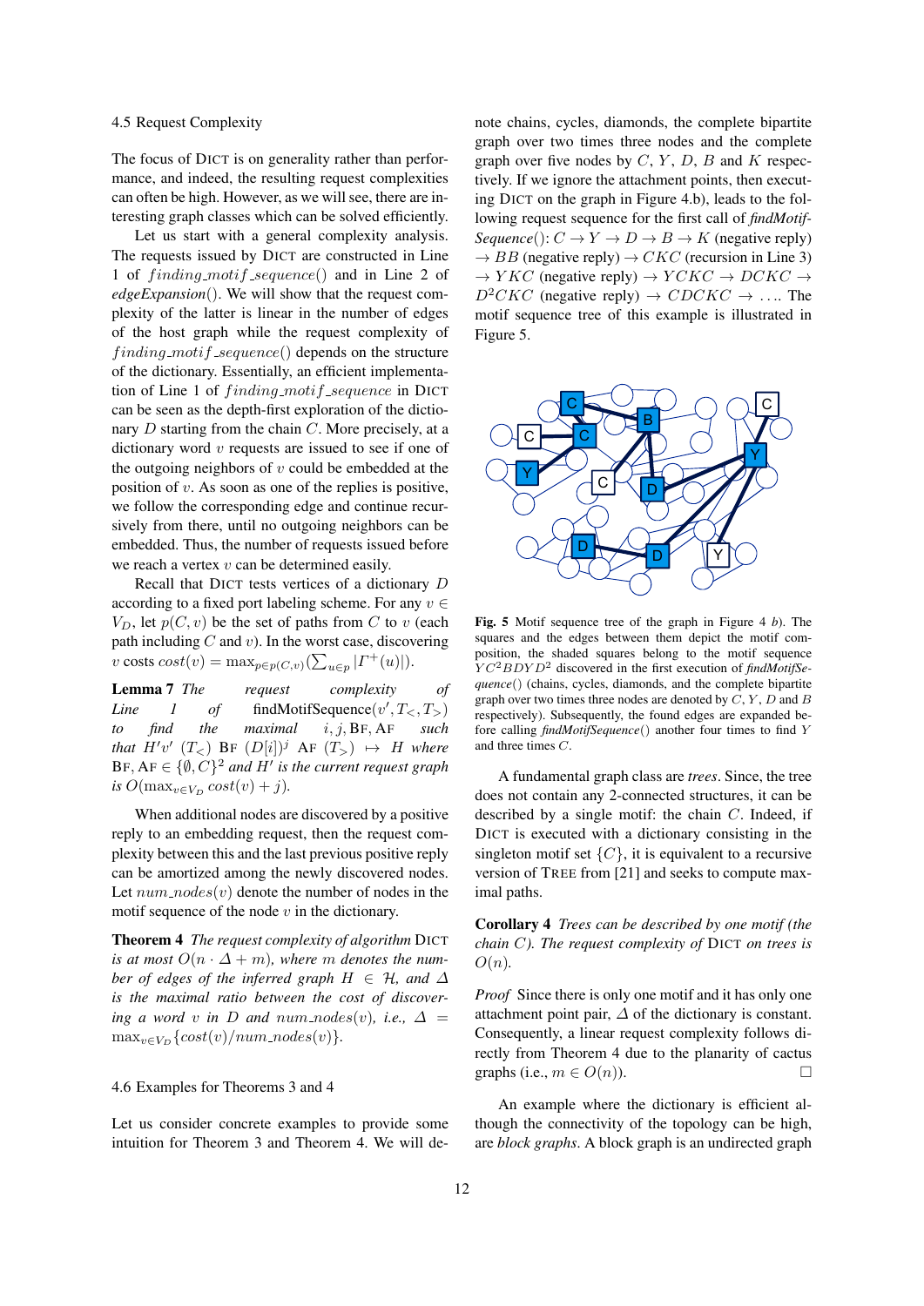### 4.5 Request Complexity

The focus of DICT is on generality rather than performance, and indeed, the resulting request complexities can often be high. However, as we will see, there are interesting graph classes which can be solved efficiently.

Let us start with a general complexity analysis. The requests issued by DICT are constructed in Line 1 of $finding\_motif\_sequence()$ and in Line 2 of *edgeExpansion*(). We will show that the request complexity of the latter is linear in the number of edges of the host graph while the request complexity of $finding\_motif\_sequence()$ depends on the structure of the dictionary. Essentially, an efficient implementation of Line 1 of $finding\_motif\_sequence$ in DICT can be seen as the depth-first exploration of the dictionary $D$ starting from the chain $C$. More precisely, at a dictionary word $v$ requests are issued to see if one of the outgoing neighbors of $v$ could be embedded at the position of $v$. As soon as one of the replies is positive, we follow the corresponding edge and continue recursively from there, until no outgoing neighbors can be embedded. Thus, the number of requests issued before we reach a vertex $v$ can be determined easily.

Recall that DICT tests vertices of a dictionary $D$ according to a fixed port labeling scheme. For any $v \in V_D$, let $p(C, v)$ be the set of paths from $C$ to $v$ (each path including $C$ and $v$). In the worst case, discovering $v$ costs $cost(v) = \max_{p \in p(C,v)}(\sum_{u \in p} |\Gamma^+(u)|)$.

**Lemma 7** *The request complexity of Line 1 of* findMotifSequence$(v', T_<, T_>)$ *to find the maximal* $i, j,$ BF, AF *such that* $H'v'$ $(T_<)$ BF $(D[i])^j$ AF $(T_>)$ $\mapsto$ $H$ *where* BF, AF $\in \{\emptyset, C\}^2$ *and* $H'$ *is the current request graph is* $O(\max_{v \in V_D} cost(v) + j)$.

When additional nodes are discovered by a positive reply to an embedding request, then the request complexity between this and the last previous positive reply can be amortized among the newly discovered nodes. Let $num\_nodes(v)$ denote the number of nodes in the motif sequence of the node $v$ in the dictionary.

**Theorem 4** *The request complexity of algorithm* DICT *is at most* $O(n \cdot \Delta + m)$, *where* $m$ *denotes the number of edges of the inferred graph* $H \in \mathcal{H}$, *and* $\Delta$ *is the maximal ratio between the cost of discovering a word* $v$ *in* $D$ *and* $num\_nodes(v)$, *i.e.,* $\Delta = \max_{v \in V_D}\{cost(v)/num\_nodes(v)\}$.

### 4.6 Examples for Theorems 3 and 4

Let us consider concrete examples to provide some intuition for Theorem 3 and Theorem 4. We will denote chains, cycles, diamonds, the complete bipartite graph over two times three nodes and the complete graph over five nodes by $C$, $Y$, $D$, $B$ and $K$ respectively. If we ignore the attachment points, then executing DICT on the graph in Figure 4.b), leads to the following request sequence for the first call of *findMotifSequence*(): $C \to Y \to D \to B \to K$ (negative reply) $\to BB$ (negative reply) $\to CKC$ (recursion in Line 3) $\to YKC$ (negative reply) $\to YCKC \to DCKC \to D^2CKC$ (negative reply) $\to CDCKC \to \ldots$. The motif sequence tree of this example is illustrated in Figure 5.

**Fig. 5** Motif sequence tree of the graph in Figure 4 *b*). The squares and the edges between them depict the motif composition, the shaded squares belong to the motif sequence $YC^2BDYD^2$ discovered in the first execution of *findMotifSequence*() (chains, cycles, diamonds, and the complete bipartite graph over two times three nodes are denoted by $C$, $Y$, $D$ and $B$ respectively). Subsequently, the found edges are expanded before calling *findMotifSequence*() another four times to find $Y$ and three times $C$.

A fundamental graph class are *trees*. Since, the tree does not contain any 2-connected structures, it can be described by a single motif: the chain $C$. Indeed, if DICT is executed with a dictionary consisting in the singleton motif set $\{C\}$, it is equivalent to a recursive version of TREE from [21] and seeks to compute maximal paths.

**Corollary 4** *Trees can be described by one motif (the chain* $C$*). The request complexity of* DICT *on trees is* $O(n)$.

*Proof* Since there is only one motif and it has only one attachment point pair, $\Delta$ of the dictionary is constant. Consequently, a linear request complexity follows directly from Theorem 4 due to the planarity of cactus graphs (i.e., $m \in O(n)$). □

An example where the dictionary is efficient although the connectivity of the topology can be high, are *block graphs*. A block graph is an undirected graph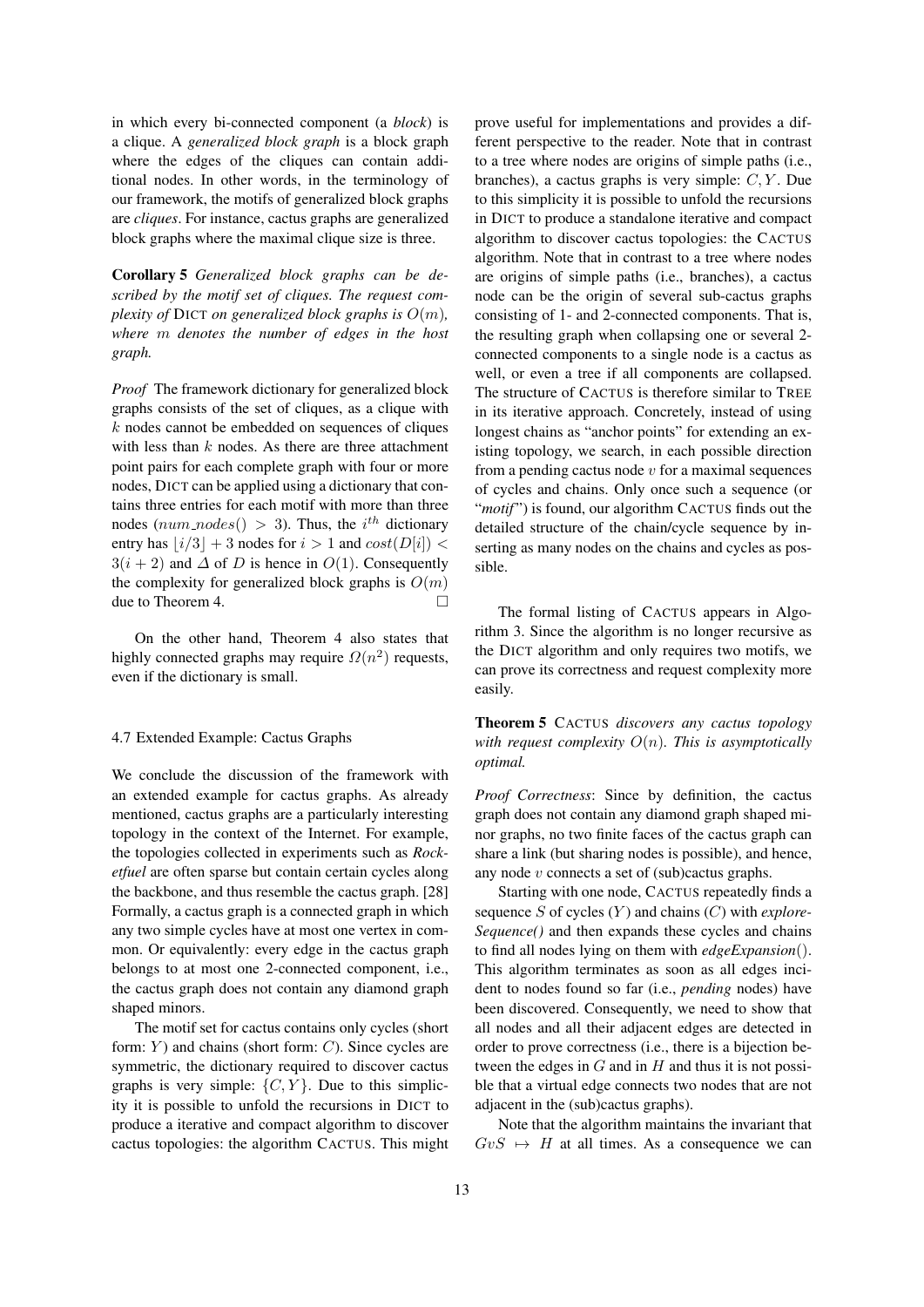in which every bi-connected component (a *block*) is a clique. A *generalized block graph* is a block graph where the edges of the cliques can contain additional nodes. In other words, in the terminology of our framework, the motifs of generalized block graphs are *cliques*. For instance, cactus graphs are generalized block graphs where the maximal clique size is three.

**Corollary 5** *Generalized block graphs can be described by the motif set of cliques. The request complexity of* DICT *on generalized block graphs is* $O(m)$*, where* $m$ *denotes the number of edges in the host graph.*

*Proof* The framework dictionary for generalized block graphs consists of the set of cliques, as a clique with $k$ nodes cannot be embedded on sequences of cliques with less than $k$ nodes. As there are three attachment point pairs for each complete graph with four or more nodes, DICT can be applied using a dictionary that contains three entries for each motif with more than three nodes ($num\_nodes() > 3$). Thus, the $i^{th}$ dictionary entry has $\lfloor i/3 \rfloor + 3$ nodes for $i > 1$ and $cost(D[i]) < 3(i+2)$ and $\Delta$ of $D$ is hence in $O(1)$. Consequently the complexity for generalized block graphs is $O(m)$ due to Theorem 4. □

On the other hand, Theorem 4 also states that highly connected graphs may require $\Omega(n^2)$ requests, even if the dictionary is small.

### 4.7 Extended Example: Cactus Graphs

We conclude the discussion of the framework with an extended example for cactus graphs. As already mentioned, cactus graphs are a particularly interesting topology in the context of the Internet. For example, the topologies collected in experiments such as *Rocketfuel* are often sparse but contain certain cycles along the backbone, and thus resemble the cactus graph. [28] Formally, a cactus graph is a connected graph in which any two simple cycles have at most one vertex in common. Or equivalently: every edge in the cactus graph belongs to at most one 2-connected component, i.e., the cactus graph does not contain any diamond graph shaped minors.

The motif set for cactus contains only cycles (short form: $Y$) and chains (short form: $C$). Since cycles are symmetric, the dictionary required to discover cactus graphs is very simple: $\{C, Y\}$. Due to this simplicity it is possible to unfold the recursions in DICT to produce a iterative and compact algorithm to discover cactus topologies: the algorithm CACTUS. This might prove useful for implementations and provides a different perspective to the reader. Note that in contrast to a tree where nodes are origins of simple paths (i.e., branches), a cactus graphs is very simple: $C, Y$. Due to this simplicity it is possible to unfold the recursions in DICT to produce a standalone iterative and compact algorithm to discover cactus topologies: the CACTUS algorithm. Note that in contrast to a tree where nodes are origins of simple paths (i.e., branches), a cactus node can be the origin of several sub-cactus graphs consisting of 1- and 2-connected components. That is, the resulting graph when collapsing one or several 2-connected components to a single node is a cactus as well, or even a tree if all components are collapsed. The structure of CACTUS is therefore similar to TREE in its iterative approach. Concretely, instead of using longest chains as "anchor points" for extending an existing topology, we search, in each possible direction from a pending cactus node $v$ for a maximal sequences of cycles and chains. Only once such a sequence (or "*motif*") is found, our algorithm CACTUS finds out the detailed structure of the chain/cycle sequence by inserting as many nodes on the chains and cycles as possible.

The formal listing of CACTUS appears in Algorithm 3. Since the algorithm is no longer recursive as the DICT algorithm and only requires two motifs, we can prove its correctness and request complexity more easily.

**Theorem 5** CACTUS *discovers any cactus topology with request complexity* $O(n)$*. This is asymptotically optimal.*

*Proof Correctness*: Since by definition, the cactus graph does not contain any diamond graph shaped minor graphs, no two finite faces of the cactus graph can share a link (but sharing nodes is possible), and hence, any node $v$ connects a set of (sub)cactus graphs.

Starting with one node, CACTUS repeatedly finds a sequence $S$ of cycles ($Y$) and chains ($C$) with *explore-Sequence()* and then expands these cycles and chains to find all nodes lying on them with *edgeExpansion*(). This algorithm terminates as soon as all edges incident to nodes found so far (i.e., *pending* nodes) have been discovered. Consequently, we need to show that all nodes and all their adjacent edges are detected in order to prove correctness (i.e., there is a bijection between the edges in $G$ and in $H$ and thus it is not possible that a virtual edge connects two nodes that are not adjacent in the (sub)cactus graphs).

Note that the algorithm maintains the invariant that $GvS \mapsto H$ at all times. As a consequence we can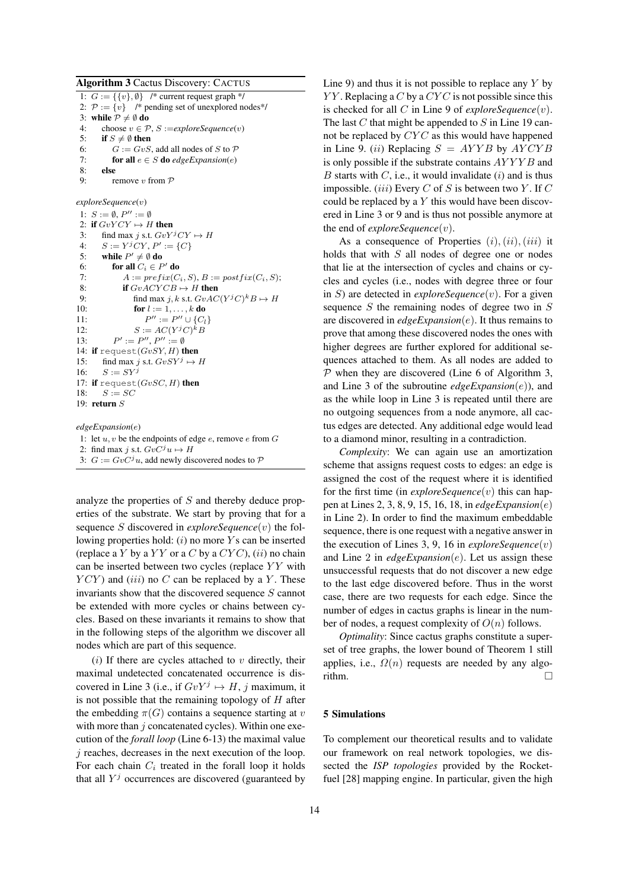**Algorithm 3** Cactus Discovery: CACTUS

```
1: G := {{v}, ∅}   /* current request graph */
2: P := {v}   /* pending set of unexplored nodes*/
3: while P ≠ ∅ do
4:    choose v ∈ P, S := exploreSequence(v)
5:    if S ≠ ∅ then
6:       G := GvS, add all nodes of S to P
7:       for all e ∈ S do edgeExpansion(e)
8:    else
9:       remove v from P
```

*exploreSequence*($v$)

```
1: S := ∅, P'' := ∅
2: if GvYCY ↦ H then
3:    find max j s.t. GvY^jCY ↦ H
4:    S := Y^jCY, P' := {C}
5:    while P' ≠ ∅ do
6:       for all C_i ∈ P' do
7:          A := prefix(C_i, S), B := postfix(C_i, S);
8:          if GvACYCB ↦ H then
9:             find max j, k s.t. GvAC(Y^jC)^kB ↦ H
10:            for l := 1, ..., k do
11:               P'' := P'' ∪ {C_l}
12:            S := AC(Y^jC)^kB
13:      P' := P'', P'' := ∅
14: if request(GvSY, H) then
15:    find max j s.t. GvSY^j ↦ H
16:    S := SY^j
17: if request(GvSC, H) then
18:    S := SC
19: return S
```

*edgeExpansion*($e$)

```
1: let u, v be the endpoints of edge e, remove e from G
2: find max j s.t. GvC^ju ↦ H
3: G := GvC^ju, add newly discovered nodes to P
```

analyze the properties of $S$ and thereby deduce properties of the substrate. We start by proving that for a sequence $S$ discovered in *exploreSequence*($v$) the following properties hold: ($i$) no more $Y$s can be inserted (replace a $Y$ by a $YY$ or a $C$ by a $CYC$), ($ii$) no chain can be inserted between two cycles (replace $YY$ with $YCY$) and ($iii$) no $C$ can be replaced by a $Y$. These invariants show that the discovered sequence $S$ cannot be extended with more cycles or chains between cycles. Based on these invariants it remains to show that in the following steps of the algorithm we discover all nodes which are part of this sequence.

($i$) If there are cycles attached to $v$ directly, their maximal undetected concatenated occurrence is discovered in Line 3 (i.e., if $GvY^j \mapsto H$, $j$ maximum, it is not possible that the remaining topology of $H$ after the embedding $\pi(G)$ contains a sequence starting at $v$ with more than $j$ concatenated cycles). Within one execution of the *forall loop* (Line 6-13) the maximal value $j$ reaches, decreases in the next execution of the loop. For each chain $C_i$ treated in the forall loop it holds that all $Y^j$ occurrences are discovered (guaranteed by Line 9) and thus it is not possible to replace any $Y$ by $YY$. Replacing a $C$ by a $CYC$ is not possible since this is checked for all $C$ in Line 9 of *exploreSequence*($v$). The last $C$ that might be appended to $S$ in Line 19 cannot be replaced by $CYC$ as this would have happened in Line 9. ($ii$) Replacing $S = AYYB$ by $AYCYB$ is only possible if the substrate contains $AYYYB$ and $B$ starts with $C$, i.e., it would invalidate ($i$) and is thus impossible. ($iii$) Every $C$ of $S$ is between two $Y$. If $C$ could be replaced by a $Y$ this would have been discovered in Line 3 or 9 and is thus not possible anymore at the end of *exploreSequence*($v$).

As a consequence of Properties ($i$), ($ii$), ($iii$) it holds that with $S$ all nodes of degree one or nodes that lie at the intersection of cycles and chains or cycles and cycles (i.e., nodes with degree three or four in $S$) are detected in *exploreSequence*($v$). For a given sequence $S$ the remaining nodes of degree two in $S$ are discovered in *edgeExpansion*($e$). It thus remains to prove that among these discovered nodes the ones with higher degrees are further explored for additional sequences attached to them. As all nodes are added to $\mathcal{P}$ when they are discovered (Line 6 of Algorithm 3, and Line 3 of the subroutine *edgeExpansion*($e$)), and as the while loop in Line 3 is repeated until there are no outgoing sequences from a node anymore, all cactus edges are detected. Any additional edge would lead to a diamond minor, resulting in a contradiction.

*Complexity*: We can again use an amortization scheme that assigns request costs to edges: an edge is assigned the cost of the request where it is identified for the first time (in *exploreSequence*($v$) this can happen at Lines 2, 3, 8, 9, 15, 16, 18, in *edgeExpansion*($e$) in Line 2). In order to find the maximum embeddable sequence, there is one request with a negative answer in the execution of Lines 3, 9, 16 in *exploreSequence*($v$) and Line 2 in *edgeExpansion*($e$). Let us assign these unsuccessful requests that do not discover a new edge to the last edge discovered before. Thus in the worst case, there are two requests for each edge. Since the number of edges in cactus graphs is linear in the number of nodes, a request complexity of $O(n)$ follows.

*Optimality*: Since cactus graphs constitute a superset of tree graphs, the lower bound of Theorem 1 still applies, i.e., $\Omega(n)$ requests are needed by any algorithm. □

## 5 Simulations

To complement our theoretical results and to validate our framework on real network topologies, we dissected the *ISP topologies* provided by the Rocketfuel [28] mapping engine. In particular, given the high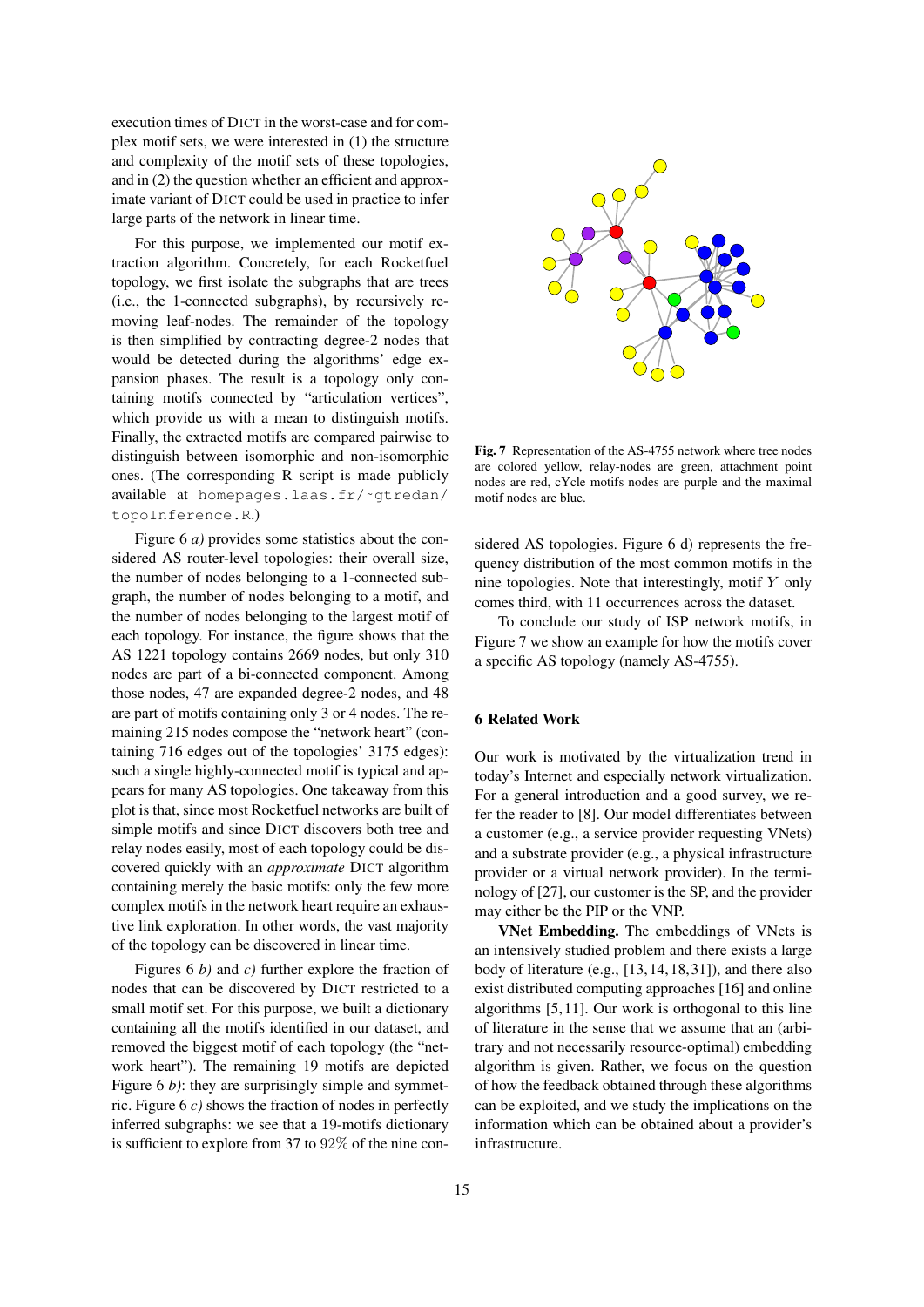execution times of DICT in the worst-case and for complex motif sets, we were interested in (1) the structure and complexity of the motif sets of these topologies, and in (2) the question whether an efficient and approximate variant of DICT could be used in practice to infer large parts of the network in linear time.

For this purpose, we implemented our motif extraction algorithm. Concretely, for each Rocketfuel topology, we first isolate the subgraphs that are trees (i.e., the 1-connected subgraphs), by recursively removing leaf-nodes. The remainder of the topology is then simplified by contracting degree-2 nodes that would be detected during the algorithms' edge expansion phases. The result is a topology only containing motifs connected by "articulation vertices", which provide us with a mean to distinguish motifs. Finally, the extracted motifs are compared pairwise to distinguish between isomorphic and non-isomorphic ones. (The corresponding R script is made publicly available at `homepages.laas.fr/~gtredan/topoInference.R`.)

Figure 6 *a)* provides some statistics about the considered AS router-level topologies: their overall size, the number of nodes belonging to a 1-connected subgraph, the number of nodes belonging to a motif, and the number of nodes belonging to the largest motif of each topology. For instance, the figure shows that the AS 1221 topology contains 2669 nodes, but only 310 nodes are part of a bi-connected component. Among those nodes, 47 are expanded degree-2 nodes, and 48 are part of motifs containing only 3 or 4 nodes. The remaining 215 nodes compose the "network heart" (containing 716 edges out of the topologies' 3175 edges): such a single highly-connected motif is typical and appears for many AS topologies. One takeaway from this plot is that, since most Rocketfuel networks are built of simple motifs and since DICT discovers both tree and relay nodes easily, most of each topology could be discovered quickly with an *approximate* DICT algorithm containing merely the basic motifs: only the few more complex motifs in the network heart require an exhaustive link exploration. In other words, the vast majority of the topology can be discovered in linear time.

Figures 6 *b)* and *c)* further explore the fraction of nodes that can be discovered by DICT restricted to a small motif set. For this purpose, we built a dictionary containing all the motifs identified in our dataset, and removed the biggest motif of each topology (the "network heart"). The remaining 19 motifs are depicted Figure 6 *b)*: they are surprisingly simple and symmetric. Figure 6 *c)* shows the fraction of nodes in perfectly inferred subgraphs: we see that a 19-motifs dictionary is sufficient to explore from 37 to 92% of the nine considered AS topologies. Figure 6 d) represents the frequency distribution of the most common motifs in the nine topologies. Note that interestingly, motif $Y$ only comes third, with 11 occurrences across the dataset.

To conclude our study of ISP network motifs, in Figure 7 we show an example for how the motifs cover a specific AS topology (namely AS-4755).

**Fig. 7** Representation of the AS-4755 network where tree nodes are colored yellow, relay-nodes are green, attachment point nodes are red, cYcle motifs nodes are purple and the maximal motif nodes are blue.

## 6 Related Work

Our work is motivated by the virtualization trend in today's Internet and especially network virtualization. For a general introduction and a good survey, we refer the reader to [8]. Our model differentiates between a customer (e.g., a service provider requesting VNets) and a substrate provider (e.g., a physical infrastructure provider or a virtual network provider). In the terminology of [27], our customer is the SP, and the provider may either be the PIP or the VNP.

**VNet Embedding.** The embeddings of VNets is an intensively studied problem and there exists a large body of literature (e.g., [13, 14, 18, 31]), and there also exist distributed computing approaches [16] and online algorithms [5, 11]. Our work is orthogonal to this line of literature in the sense that we assume that an (arbitrary and not necessarily resource-optimal) embedding algorithm is given. Rather, we focus on the question of how the feedback obtained through these algorithms can be exploited, and we study the implications on the information which can be obtained about a provider's infrastructure.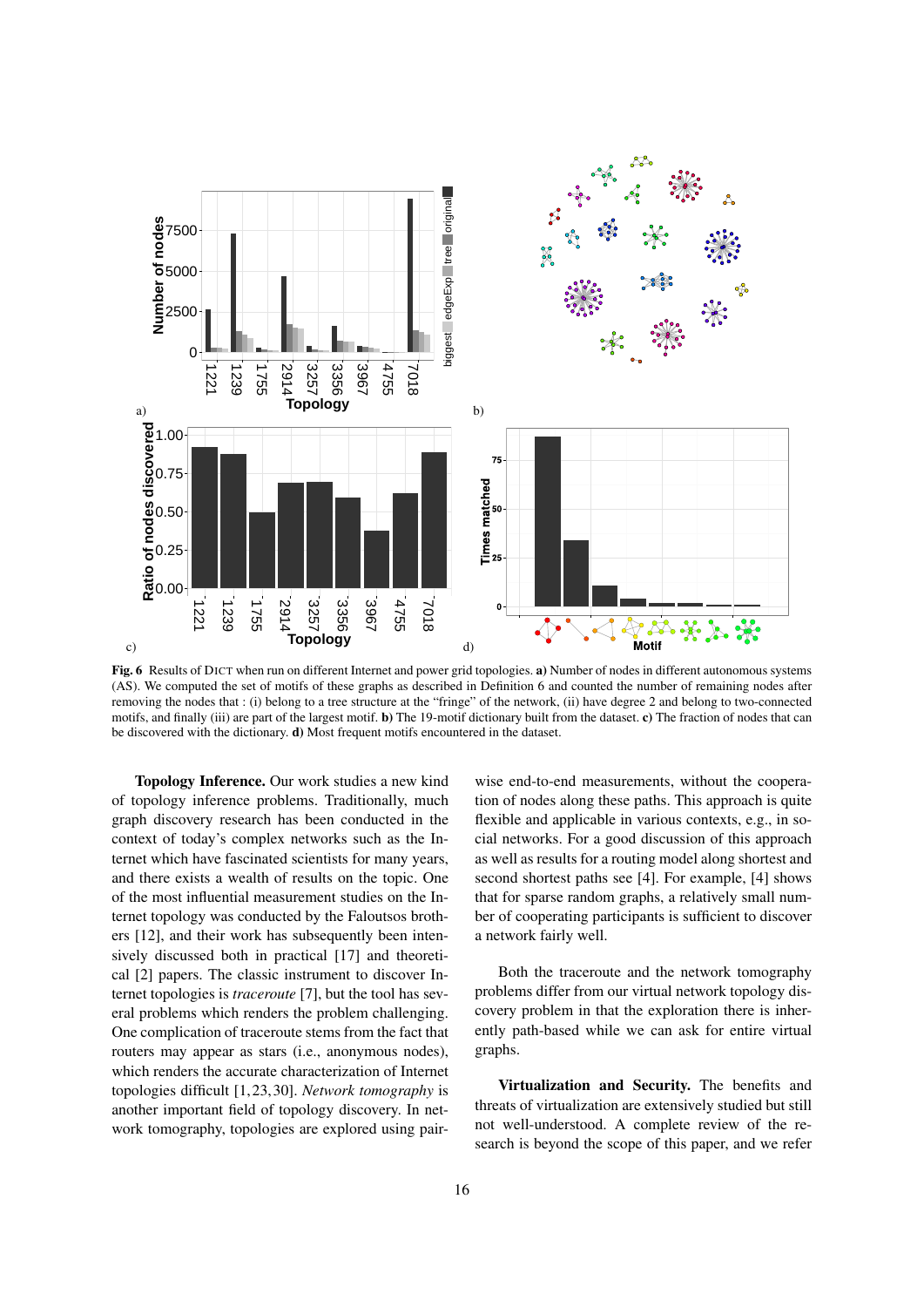a)

Number of nodes

7500
5000
2500
0

1221
1239
1755
2914
3257
3356
3967
4755
7018

Topology

original
tree
edgeExp
biggest

b)

c)

Ratio of nodes discovered

1.00
0.75
0.50
0.25
0.00

1221
1239
1755
2914
3257
3356
3967
4755
7018

Topology

d)

Times matched

75
50
25
0

Motif

**Fig. 6** Results of DICT when run on different Internet and power grid topologies. **a)** Number of nodes in different autonomous systems (AS). We computed the set of motifs of these graphs as described in Definition 6 and counted the number of remaining nodes after removing the nodes that : (i) belong to a tree structure at the "fringe" of the network, (ii) have degree 2 and belong to two-connected motifs, and finally (iii) are part of the largest motif. **b)** The 19-motif dictionary built from the dataset. **c)** The fraction of nodes that can be discovered with the dictionary. **d)** Most frequent motifs encountered in the dataset.

**Topology Inference.** Our work studies a new kind of topology inference problems. Traditionally, much graph discovery research has been conducted in the context of today's complex networks such as the Internet which have fascinated scientists for many years, and there exists a wealth of results on the topic. One of the most influential measurement studies on the Internet topology was conducted by the Faloutsos brothers [12], and their work has subsequently been intensively discussed both in practical [17] and theoretical [2] papers. The classic instrument to discover Internet topologies is *traceroute* [7], but the tool has several problems which renders the problem challenging. One complication of traceroute stems from the fact that routers may appear as stars (i.e., anonymous nodes), which renders the accurate characterization of Internet topologies difficult [1,23,30]. *Network tomography* is another important field of topology discovery. In network tomography, topologies are explored using pairwise end-to-end measurements, without the cooperation of nodes along these paths. This approach is quite flexible and applicable in various contexts, e.g., in social networks. For a good discussion of this approach as well as results for a routing model along shortest and second shortest paths see [4]. For example, [4] shows that for sparse random graphs, a relatively small number of cooperating participants is sufficient to discover a network fairly well.

Both the traceroute and the network tomography problems differ from our virtual network topology discovery problem in that the exploration there is inherently path-based while we can ask for entire virtual graphs.

**Virtualization and Security.** The benefits and threats of virtualization are extensively studied but still not well-understood. A complete review of the research is beyond the scope of this paper, and we refer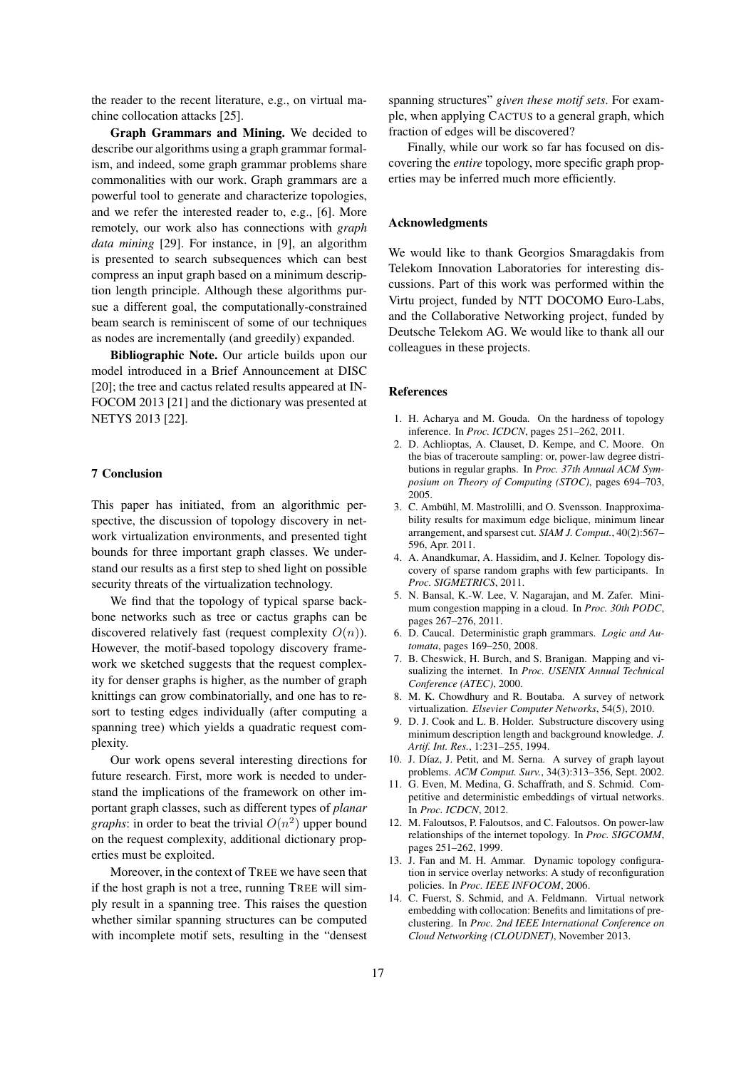the reader to the recent literature, e.g., on virtual machine collocation attacks [25].

**Graph Grammars and Mining.** We decided to describe our algorithms using a graph grammar formalism, and indeed, some graph grammar problems share commonalities with our work. Graph grammars are a powerful tool to generate and characterize topologies, and we refer the interested reader to, e.g., [6]. More remotely, our work also has connections with *graph data mining* [29]. For instance, in [9], an algorithm is presented to search subsequences which can best compress an input graph based on a minimum description length principle. Although these algorithms pursue a different goal, the computationally-constrained beam search is reminiscent of some of our techniques as nodes are incrementally (and greedily) expanded.

**Bibliographic Note.** Our article builds upon our model introduced in a Brief Announcement at DISC [20]; the tree and cactus related results appeared at INFOCOM 2013 [21] and the dictionary was presented at NETYS 2013 [22].

## 7 Conclusion

This paper has initiated, from an algorithmic perspective, the discussion of topology discovery in network virtualization environments, and presented tight bounds for three important graph classes. We understand our results as a first step to shed light on possible security threats of the virtualization technology.

We find that the topology of typical sparse backbone networks such as tree or cactus graphs can be discovered relatively fast (request complexity $O(n)$). However, the motif-based topology discovery framework we sketched suggests that the request complexity for denser graphs is higher, as the number of graph knittings can grow combinatorially, and one has to resort to testing edges individually (after computing a spanning tree) which yields a quadratic request complexity.

Our work opens several interesting directions for future research. First, more work is needed to understand the implications of the framework on other important graph classes, such as different types of *planar graphs*: in order to beat the trivial $O(n^2)$ upper bound on the request complexity, additional dictionary properties must be exploited.

Moreover, in the context of TREE we have seen that if the host graph is not a tree, running TREE will simply result in a spanning tree. This raises the question whether similar spanning structures can be computed with incomplete motif sets, resulting in the "densest spanning structures" *given these motif sets*. For example, when applying CACTUS to a general graph, which fraction of edges will be discovered?

Finally, while our work so far has focused on discovering the *entire* topology, more specific graph properties may be inferred much more efficiently.

### Acknowledgments

We would like to thank Georgios Smaragdakis from Telekom Innovation Laboratories for interesting discussions. Part of this work was performed within the Virtu project, funded by NTT DOCOMO Euro-Labs, and the Collaborative Networking project, funded by Deutsche Telekom AG. We would like to thank all our colleagues in these projects.

### References

1. H. Acharya and M. Gouda. On the hardness of topology inference. In *Proc. ICDCN*, pages 251–262, 2011.
2. D. Achlioptas, A. Clauset, D. Kempe, and C. Moore. On the bias of traceroute sampling: or, power-law degree distributions in regular graphs. In *Proc. 37th Annual ACM Symposium on Theory of Computing (STOC)*, pages 694–703, 2005.
3. C. Ambühl, M. Mastrolilli, and O. Svensson. Inapproximability results for maximum edge biclique, minimum linear arrangement, and sparsest cut. *SIAM J. Comput.*, 40(2):567–596, Apr. 2011.
4. A. Anandkumar, A. Hassidim, and J. Kelner. Topology discovery of sparse random graphs with few participants. In *Proc. SIGMETRICS*, 2011.
5. N. Bansal, K.-W. Lee, V. Nagarajan, and M. Zafer. Minimum congestion mapping in a cloud. In *Proc. 30th PODC*, pages 267–276, 2011.
6. D. Caucal. Deterministic graph grammars. *Logic and Automata*, pages 169–250, 2008.
7. B. Cheswick, H. Burch, and S. Branigan. Mapping and visualizing the internet. In *Proc. USENIX Annual Technical Conference (ATEC)*, 2000.
8. M. K. Chowdhury and R. Boutaba. A survey of network virtualization. *Elsevier Computer Networks*, 54(5), 2010.
9. D. J. Cook and L. B. Holder. Substructure discovery using minimum description length and background knowledge. *J. Artif. Int. Res.*, 1:231–255, 1994.
10. J. Díaz, J. Petit, and M. Serna. A survey of graph layout problems. *ACM Comput. Surv.*, 34(3):313–356, Sept. 2002.
11. G. Even, M. Medina, G. Schaffrath, and S. Schmid. Competitive and deterministic embeddings of virtual networks. In *Proc. ICDCN*, 2012.
12. M. Faloutsos, P. Faloutsos, and C. Faloutsos. On power-law relationships of the internet topology. In *Proc. SIGCOMM*, pages 251–262, 1999.
13. J. Fan and M. H. Ammar. Dynamic topology configuration in service overlay networks: A study of reconfiguration policies. In *Proc. IEEE INFOCOM*, 2006.
14. C. Fuerst, S. Schmid, and A. Feldmann. Virtual network embedding with collocation: Benefits and limitations of preclustering. In *Proc. 2nd IEEE International Conference on Cloud Networking (CLOUDNET)*, November 2013.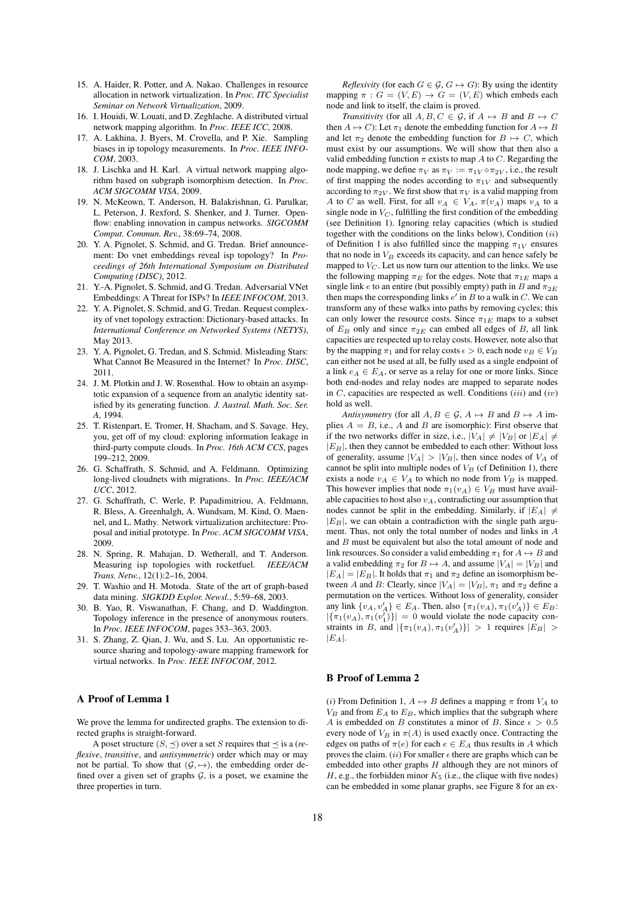15. A. Haider, R. Potter, and A. Nakao. Challenges in resource allocation in network virtualization. In *Proc. ITC Specialist Seminar on Network Virtualization*, 2009.
16. I. Houidi, W. Louati, and D. Zeghlache. A distributed virtual network mapping algorithm. In *Proc. IEEE ICC*, 2008.
17. A. Lakhina, J. Byers, M. Crovella, and P. Xie. Sampling biases in ip topology measurements. In *Proc. IEEE INFOCOM*, 2003.
18. J. Lischka and H. Karl. A virtual network mapping algorithm based on subgraph isomorphism detection. In *Proc. ACM SIGCOMM VISA*, 2009.
19. N. McKeown, T. Anderson, H. Balakrishnan, G. Parulkar, L. Peterson, J. Rexford, S. Shenker, and J. Turner. Openflow: enabling innovation in campus networks. *SIGCOMM Comput. Commun. Rev.*, 38:69–74, 2008.
20. Y. A. Pignolet, S. Schmid, and G. Tredan. Brief announcement: Do vnet embeddings reveal isp topology? In *Proceedings of 26th International Symposium on Distributed Computing (DISC)*, 2012.
21. Y.-A. Pignolet, S. Schmid, and G. Tredan. Adversarial VNet Embeddings: A Threat for ISPs? In *IEEE INFOCOM*, 2013.
22. Y. A. Pignolet, S. Schmid, and G. Tredan. Request complexity of vnet topology extraction: Dictionary-based attacks. In *International Conference on Networked Systems (NETYS)*, May 2013.
23. Y. A. Pignolet, G. Tredan, and S. Schmid. Misleading Stars: What Cannot Be Measured in the Internet? In *Proc. DISC*, 2011.
24. J. M. Plotkin and J. W. Rosenthal. How to obtain an asymptotic expansion of a sequence from an analytic identity satisfied by its generating function. *J. Austral. Math. Soc. Ser. A*, 1994.
25. T. Ristenpart, E. Tromer, H. Shacham, and S. Savage. Hey, you, get off of my cloud: exploring information leakage in third-party compute clouds. In *Proc. 16th ACM CCS*, pages 199–212, 2009.
26. G. Schaffrath, S. Schmid, and A. Feldmann. Optimizing long-lived cloudnets with migrations. In *Proc. IEEE/ACM UCC*, 2012.
27. G. Schaffrath, C. Werle, P. Papadimitriou, A. Feldmann, R. Bless, A. Greenhalgh, A. Wundsam, M. Kind, O. Maennel, and L. Mathy. Network virtualization architecture: Proposal and initial prototype. In *Proc. ACM SIGCOMM VISA*, 2009.
28. N. Spring, R. Mahajan, D. Wetherall, and T. Anderson. Measuring isp topologies with rocketfuel. *IEEE/ACM Trans. Netw.*, 12(1):2–16, 2004.
29. T. Washio and H. Motoda. State of the art of graph-based data mining. *SIGKDD Explor. Newsl.*, 5:59–68, 2003.
30. B. Yao, R. Viswanathan, F. Chang, and D. Waddington. Topology inference in the presence of anonymous routers. In *Proc. IEEE INFOCOM*, pages 353–363, 2003.
31. S. Zhang, Z. Qian, J. Wu, and S. Lu. An opportunistic resource sharing and topology-aware mapping framework for virtual networks. In *Proc. IEEE INFOCOM*, 2012.

## A Proof of Lemma 1

We prove the lemma for undirected graphs. The extension to directed graphs is straight-forward.

A poset structure $(S, \preceq)$ over a set $S$ requires that $\preceq$ is a (*reflexive*, *transitive*, and *antisymmetric*) order which may or may not be partial. To show that $(\mathcal{G}, \mapsto)$, the embedding order defined over a given set of graphs $\mathcal{G}$, is a poset, we examine the three properties in turn.

*Reflexivity* (for each $G \in \mathcal{G}$, $G \mapsto G$): By using the identity mapping $\pi : G = (V, E) \to G = (V, E)$ which embeds each node and link to itself, the claim is proved.

*Transitivity* (for all $A, B, C \in \mathcal{G}$, if $A \mapsto B$ and $B \mapsto C$ then $A \mapsto C$): Let $\pi_1$ denote the embedding function for $A \mapsto B$ and let $\pi_2$ denote the embedding function for $B \mapsto C$, which must exist by our assumptions. We will show that then also a valid embedding function $\pi$ exists to map $A$ to $C$. Regarding the node mapping, we define $\pi_V$ as $\pi_V := \pi_{1V} \circ \pi_{2V}$, i.e., the result of first mapping the nodes according to $\pi_{1V}$ and subsequently according to $\pi_{2V}$. We first show that $\pi_V$ is a valid mapping from $A$ to $C$ as well. First, for all $v_A \in V_A$, $\pi(v_A)$ maps $v_A$ to a single node in $V_C$, fulfilling the first condition of the embedding (see Definition 1). Ignoring relay capacities (which is studied together with the conditions on the links below), Condition $(ii)$ of Definition 1 is also fulfilled since the mapping $\pi_{1V}$ ensures that no node in $V_B$ exceeds its capacity, and can hence safely be mapped to $V_C$. Let us now turn our attention to the links. We use the following mapping $\pi_E$ for the edges. Note that $\pi_{1E}$ maps a single link $e$ to an entire (but possibly empty) path in $B$ and $\pi_{2E}$ then maps the corresponding links $e'$ in $B$ to a walk in $C$. We can transform any of these walks into paths by removing cycles; this can only lower the resource costs. Since $\pi_{1E}$ maps to a subset of $E_B$ only and since $\pi_{2E}$ can embed all edges of $B$, all link capacities are respected up to relay costs. However, note also that by the mapping $\pi_1$ and for relay costs $\epsilon > 0$, each node $v_B \in V_B$ can either not be used at all, be fully used as a single endpoint of a link $e_A \in E_A$, or serve as a relay for one or more links. Since both end-nodes and relay nodes are mapped to separate nodes in $C$, capacities are respected as well. Conditions $(iii)$ and $(iv)$ hold as well.

*Antisymmetry* (for all $A, B \in \mathcal{G}$, $A \mapsto B$ and $B \mapsto A$ implies $A = B$, i.e., $A$ and $B$ are isomorphic): First observe that if the two networks differ in size, i.e., $|V_A| \neq |V_B|$ or $|E_A| \neq |E_B|$, then they cannot be embedded to each other: Without loss of generality, assume $|V_A| > |V_B|$, then since nodes of $V_A$ of cannot be split into multiple nodes of $V_B$ (cf Definition 1), there exists a node $v_A \in V_A$ to which no node from $V_B$ is mapped. This however implies that node $\pi_1(v_A) \in V_B$ must have available capacities to host also $v_A$, contradicting our assumption that nodes cannot be split in the embedding. Similarly, if $|E_A| \neq |E_B|$, we can obtain a contradiction with the single path argument. Thus, not only the total number of nodes and links in $A$ and $B$ must be equivalent but also the total amount of node and link resources. So consider a valid embedding $\pi_1$ for $A \mapsto B$ and a valid embedding $\pi_2$ for $B \mapsto A$, and assume $|V_A| = |V_B|$ and $|E_A| = |E_B|$. It holds that $\pi_1$ and $\pi_2$ define an isomorphism between $A$ and $B$: Clearly, since $|V_A| = |V_B|$, $\pi_1$ and $\pi_2$ define a permutation on the vertices. Without loss of generality, consider any link $\{v_A, v'_A\} \in E_A$. Then, also $\{\pi_1(v_A), \pi_1(v'_A)\} \in E_B$: $|\{\pi_1(v_A), \pi_1(v'_1)\}| = 0$ would violate the node capacity constraints in $B$, and $|\{\pi_1(v_A), \pi_1(v'_A)\}| > 1$ requires $|E_B| > |E_A|$.

## B Proof of Lemma 2

$(i)$ From Definition 1, $A \mapsto B$ defines a mapping $\pi$ from $V_A$ to $V_B$ and from $E_A$ to $E_B$, which implies that the subgraph where $A$ is embedded on $B$ constitutes a minor of $B$. Since $\epsilon > 0.5$ every node of $V_B$ in $\pi(A)$ is used exactly once. Contracting the edges on paths of $\pi(e)$ for each $e \in E_A$ thus results in $A$ which proves the claim. $(ii)$ For smaller $\epsilon$ there are graphs which can be embedded into other graphs $H$ although they are not minors of $H$, e.g., the forbidden minor $K_5$ (i.e., the clique with five nodes) can be embedded in some planar graphs, see Figure 8 for an ex-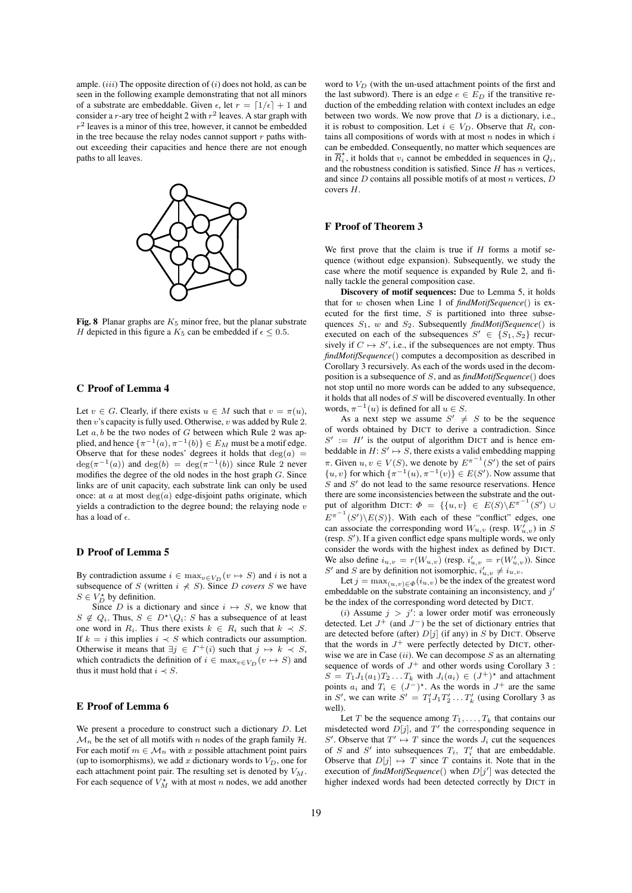ample. $(iii)$ The opposite direction of $(i)$ does not hold, as can be seen in the following example demonstrating that not all minors of a substrate are embeddable. Given $\epsilon$, let $r = \lceil 1/\epsilon \rceil + 1$ and consider a $r$-ary tree of height 2 with $r^2$ leaves. A star graph with $r^2$ leaves is a minor of this tree, however, it cannot be embedded in the tree because the relay nodes cannot support $r$ paths without exceeding their capacities and hence there are not enough paths to all leaves.

**Fig. 8** Planar graphs are $K_5$ minor free, but the planar substrate $H$ depicted in this figure a $K_5$ can be embedded if $\epsilon \leq 0.5$.

## C Proof of Lemma 4

Let $v \in G$. Clearly, if there exists $u \in M$ such that $v = \pi(u)$, then $v$'s capacity is fully used. Otherwise, $v$ was added by Rule 2. Let $a, b$ be the two nodes of $G$ between which Rule 2 was applied, and hence $\{\pi^{-1}(a), \pi^{-1}(b)\} \in E_M$ must be a motif edge. Observe that for these nodes' degrees it holds that $\deg(a) = \deg(\pi^{-1}(a))$ and $\deg(b) = \deg(\pi^{-1}(b))$ since Rule 2 never modifies the degree of the old nodes in the host graph $G$. Since links are of unit capacity, each substrate link can only be used once: at $a$ at most $\deg(a)$ edge-disjoint paths originate, which yields a contradiction to the degree bound; the relaying node $v$ has a load of $\epsilon$.

## D Proof of Lemma 5

By contradiction assume $i \in \max_{v \in V_D}(v \mapsto S)$ and $i$ is not a subsequence of $S$ (written $i \not\prec S$). Since $D$ *covers* $S$ we have $S \in V_D^\star$ by definition.

Since $D$ is a dictionary and since $i \mapsto S$, we know that $S \notin Q_i$. Thus, $S \in D^\star \backslash Q_i$: $S$ has a subsequence of at least one word in $R_i$. Thus there exists $k \in R_i$ such that $k \prec S$. If $k = i$ this implies $i \prec S$ which contradicts our assumption. Otherwise it means that $\exists j \in \Gamma^+(i)$ such that $j \mapsto k \prec S$, which contradicts the definition of $i \in \max_{v \in V_D}(v \mapsto S)$ and thus it must hold that $i \prec S$.

## E Proof of Lemma 6

We present a procedure to construct such a dictionary $D$. Let $\mathcal{M}_n$ be the set of all motifs with $n$ nodes of the graph family $\mathcal{H}$. For each motif $m \in \mathcal{M}_n$ with $x$ possible attachment point pairs (up to isomorphisms), we add $x$ dictionary words to $V_D$, one for each attachment point pair. The resulting set is denoted by $V_M$. For each sequence of $V_M^\star$ with at most $n$ nodes, we add another word to $V_D$ (with the un-used attachment points of the first and the last subword). There is an edge $e \in E_D$ if the transitive reduction of the embedding relation with context includes an edge between two words. We now prove that $D$ is a dictionary, i.e., it is robust to composition. Let $i \in V_D$. Observe that $R_i$ contains all compositions of words with at most $n$ nodes in which $i$ can be embedded. Consequently, no matter which sequences are in $\overline{R}_i^\star$, it holds that $v_i$ cannot be embedded in sequences in $Q_i$, and the robustness condition is satisfied. Since $H$ has $n$ vertices, and since $D$ contains all possible motifs of at most $n$ vertices, $D$ covers $H$.

## F Proof of Theorem 3

We first prove that the claim is true if $H$ forms a motif sequence (without edge expansion). Subsequently, we study the case where the motif sequence is expanded by Rule 2, and finally tackle the general composition case.

**Discovery of motif sequences:** Due to Lemma 5, it holds that for $w$ chosen when Line 1 of *findMotifSequence*() is executed for the first time, $S$ is partitioned into three subsequences $S_1$, $w$ and $S_2$. Subsequently *findMotifSequence*() is executed on each of the subsequences $S' \in \{S_1, S_2\}$ recursively if $C \mapsto S'$, i.e., if the subsequences are not empty. Thus *findMotifSequence*() computes a decomposition as described in Corollary 3 recursively. As each of the words used in the decomposition is a subsequence of $S$, and as *findMotifSequence*() does not stop until no more words can be added to any subsequence, it holds that all nodes of $S$ will be discovered eventually. In other words, $\pi^{-1}(u)$ is defined for all $u \in S$.

As a next step we assume $S' \neq S$ to be the sequence of words obtained by DICT to derive a contradiction. Since $S' := H'$ is the output of algorithm DICT and is hence embeddable in $H$: $S' \mapsto S$, there exists a valid embedding mapping $\pi$. Given $u, v \in V(S)$, we denote by $E^{\pi^{-1}}(S')$ the set of pairs $\{u, v\}$ for which $\{\pi^{-1}(u), \pi^{-1}(v)\} \in E(S')$. Now assume that $S$ and $S'$ do not lead to the same resource reservations. Hence there are some inconsistencies between the substrate and the output of algorithm DICT: $\Phi = \{\{u, v\} \in E(S) \backslash E^{\pi^{-1}}(S') \cup E^{\pi^{-1}}(S') \backslash E(S)\}$. With each of these "conflict" edges, one can associate the corresponding word $W_{u,v}$ (resp. $W'_{u,v}$) in $S$ (resp. $S'$). If a given conflict edge spans multiple words, we only consider the words with the highest index as defined by DICT. We also define $i_{u,v} = r(W_{u,v})$ (resp. $i'_{u,v} = r(W'_{u,v})$). Since $S'$ and $S$ are by definition not isomorphic, $i'_{u,v} \neq i_{u,v}$.

Let $j = \max_{(u,v) \in \Phi}(i_{u,v})$ be the index of the greatest word embeddable on the substrate containing an inconsistency, and $j'$ be the index of the corresponding word detected by DICT.

$(i)$ Assume $j > j'$: a lower order motif was erroneously detected. Let $J^+$ (and $J^-$) be the set of dictionary entries that are detected before (after) $D[j]$ (if any) in $S$ by DICT. Observe that the words in $J^+$ were perfectly detected by DICT, otherwise we are in Case $(ii)$. We can decompose $S$ as an alternating sequence of words of $J^+$ and other words using Corollary 3 : $S = T_1 J_1(a_1) T_2 \ldots T_k$ with $J_i(a_i) \in (J^+)^\star$ and attachment points $a_i$ and $T_i \in (J^-)^\star$. As the words in $J^+$ are the same in $S'$, we can write $S' = T'_1 J_1 T'_2 \ldots T'_k$ (using Corollary 3 as well).

Let $T$ be the sequence among $T_1, \ldots, T_k$ that contains our misdetected word $D[j]$, and $T'$ the corresponding sequence in $S'$. Observe that $T' \mapsto T$ since the words $J_i$ cut the sequences of $S$ and $S'$ into subsequences $T_i$, $T'_i$ that are embeddable. Observe that $D[j] \mapsto T$ since $T$ contains it. Note that in the execution of *findMotifSequence*() when $D[j']$ was detected the higher indexed words had been detected correctly by DICT in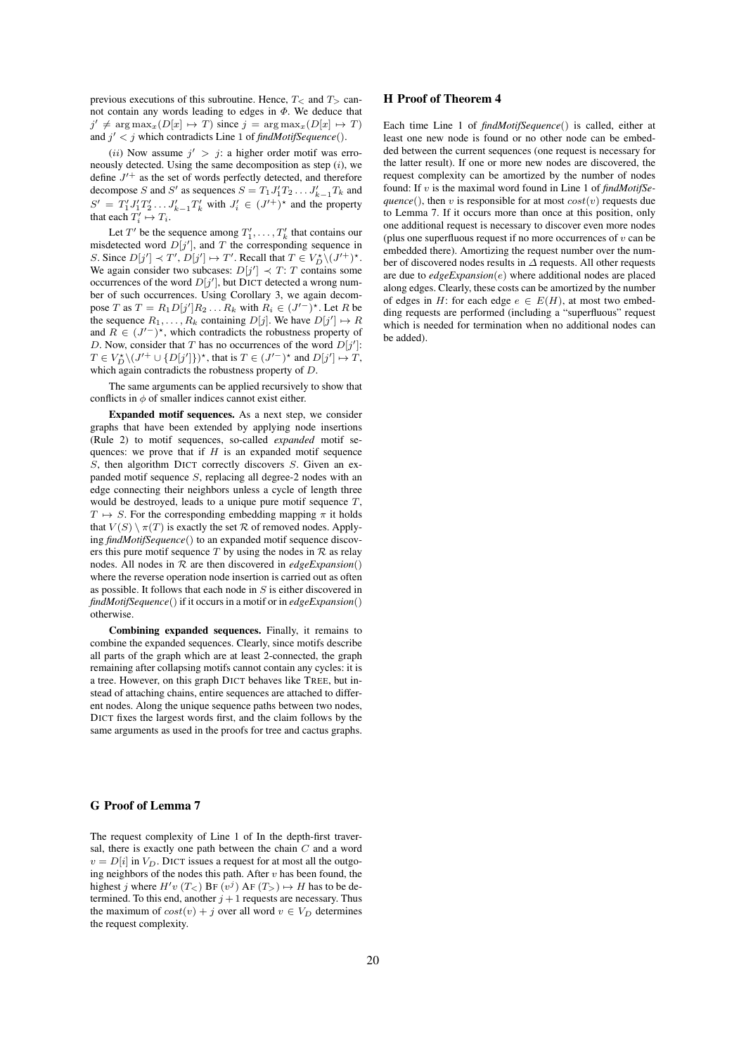previous executions of this subroutine. Hence, $T_<$ and $T_>$ cannot contain any words leading to edges in $\Phi$. We deduce that $j' \neq \arg\max_x(D[x] \mapsto T)$ since $j = \arg\max_x(D[x] \mapsto T)$ and $j' < j$ which contradicts Line 1 of *findMotifSequence*().

($ii$) Now assume $j' > j$: a higher order motif was erroneously detected. Using the same decomposition as step ($i$), we define $J'^{+}$ as the set of words perfectly detected, and therefore decompose $S$ and $S'$ as sequences $S = T_1 J'_1 T_2 \ldots J'_{k-1} T_k$ and $S' = T'_1 J'_1 T'_2 \ldots J'_{k-1} T'_k$ with $J'_i \in (J'^{+})^\star$ and the property that each $T'_i \mapsto T_i$.

Let $T'$ be the sequence among $T'_1, \ldots, T'_k$ that contains our misdetected word $D[j']$, and $T$ the corresponding sequence in $S$. Since $D[j'] \prec T'$, $D[j'] \mapsto T'$. Recall that $T \in V_D^\star \backslash (J'^{+})^\star$. We again consider two subcases: $D[j'] \prec T$: $T$ contains some occurrences of the word $D[j']$, but DICT detected a wrong number of such occurrences. Using Corollary 3, we again decompose $T$ as $T = R_1 D[j'] R_2 \ldots R_k$ with $R_i \in (J'^{-})^\star$. Let $R$ be the sequence $R_1, \ldots, R_k$ containing $D[j]$. We have $D[j'] \mapsto R$ and $R \in (J'^{-})^\star$, which contradicts the robustness property of $D$. Now, consider that $T$ has no occurrences of the word $D[j']$: $T \in V_D^\star \backslash (J'^{+} \cup \{D[j']\})^\star$, that is $T \in (J'^{-})^\star$ and $D[j'] \mapsto T$, which again contradicts the robustness property of $D$.

The same arguments can be applied recursively to show that conflicts in $\phi$ of smaller indices cannot exist either.

**Expanded motif sequences.** As a next step, we consider graphs that have been extended by applying node insertions (Rule 2) to motif sequences, so-called *expanded* motif sequences: we prove that if $H$ is an expanded motif sequence $S$, then algorithm DICT correctly discovers $S$. Given an expanded motif sequence $S$, replacing all degree-2 nodes with an edge connecting their neighbors unless a cycle of length three would be destroyed, leads to a unique pure motif sequence $T$, $T \mapsto S$. For the corresponding embedding mapping $\pi$ it holds that $V(S) \setminus \pi(T)$ is exactly the set $\mathcal{R}$ of removed nodes. Applying *findMotifSequence*() to an expanded motif sequence discovers this pure motif sequence $T$ by using the nodes in $\mathcal{R}$ as relay nodes. All nodes in $\mathcal{R}$ are then discovered in *edgeExpansion*() where the reverse operation node insertion is carried out as often as possible. It follows that each node in $S$ is either discovered in *findMotifSequence*() if it occurs in a motif or in *edgeExpansion*() otherwise.

**Combining expanded sequences.** Finally, it remains to combine the expanded sequences. Clearly, since motifs describe all parts of the graph which are at least 2-connected, the graph remaining after collapsing motifs cannot contain any cycles: it is a tree. However, on this graph DICT behaves like TREE, but instead of attaching chains, entire sequences are attached to different nodes. Along the unique sequence paths between two nodes, DICT fixes the largest words first, and the claim follows by the same arguments as used in the proofs for tree and cactus graphs.

## G Proof of Lemma 7

The request complexity of Line 1 of In the depth-first traversal, there is exactly one path between the chain $C$ and a word $v = D[i]$ in $V_D$. DICT issues a request for at most all the outgoing neighbors of the nodes this path. After $v$ has been found, the highest $j$ where $H'v$ $(T_<)$ BF $(v^j)$ AF $(T_>) \mapsto H$ has to be determined. To this end, another $j+1$ requests are necessary. Thus the maximum of $cost(v) + j$ over all word $v \in V_D$ determines the request complexity.

## H Proof of Theorem 4

Each time Line 1 of *findMotifSequence*() is called, either at least one new node is found or no other node can be embedded between the current sequences (one request is necessary for the latter result). If one or more new nodes are discovered, the request complexity can be amortized by the number of nodes found: If $v$ is the maximal word found in Line 1 of *findMotifSequence*(), then $v$ is responsible for at most $cost(v)$ requests due to Lemma 7. If it occurs more than once at this position, only one additional request is necessary to discover even more nodes (plus one superfluous request if no more occurrences of $v$ can be embedded there). Amortizing the request number over the number of discovered nodes results in $\Delta$ requests. All other requests are due to *edgeExpansion*($e$) where additional nodes are placed along edges. Clearly, these costs can be amortized by the number of edges in $H$: for each edge $e \in E(H)$, at most two embedding requests are performed (including a "superfluous" request which is needed for termination when no additional nodes can be added).